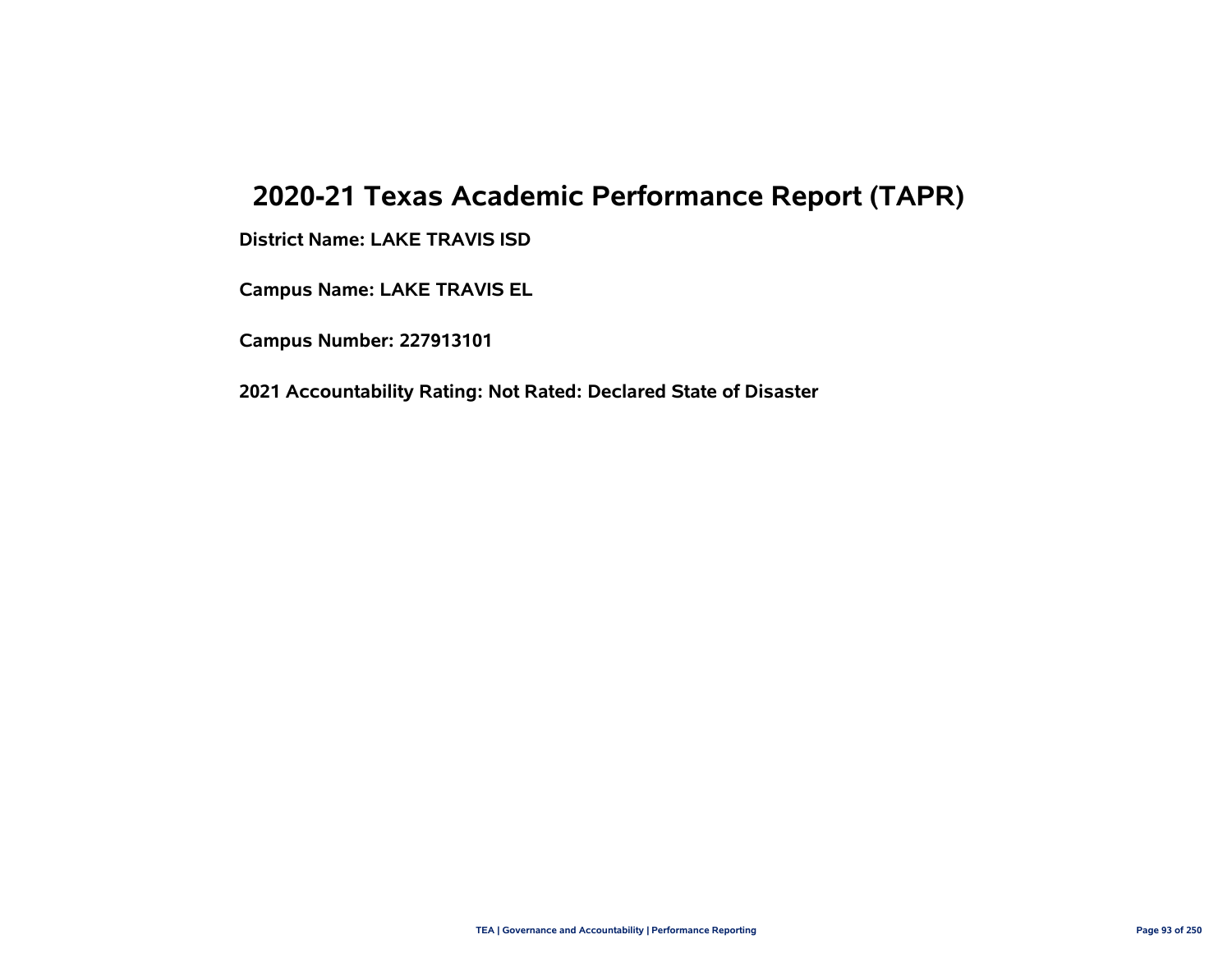# 2020-21 Texas Academic Performance Report (TAPR)

**District Name: LAKE TRAVIS ISD**

**Campus Name: LAKE TRAVIS EL**

**Campus Number: 227913101**

**2021 Accountability Rating: Not Rated: Declared State of Disaster**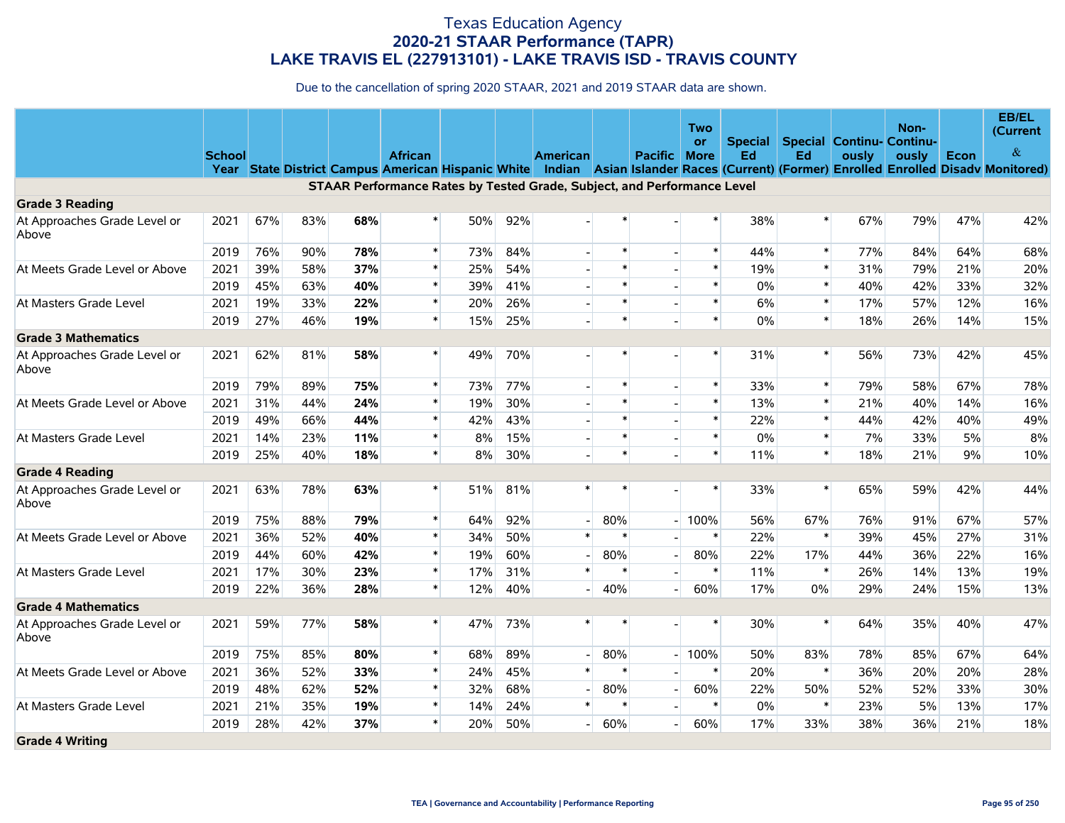# Texas Education Agency
## 2020-21 STAAR Performance (TAPR)
## LAKE TRAVIS EL (227913101) - LAKE TRAVIS ISD - TRAVIS COUNTY

Due to the cancellation of spring 2020 STAAR, 2021 and 2019 STAAR data are shown.

| | School Year | State | District | Campus | African American | Hispanic | White | American Indian | Asian | Pacific Islander | Two or More Races | Special Ed (Current) | Special Ed (Former) | Continuously Enrolled | Non-Continuously Enrolled | Econ Disadv | EB/EL (Current & Monitored) |
|---|---|---|---|---|---|---|---|---|---|---|---|---|---|---|---|---|---|
| **STAAR Performance Rates by Tested Grade, Subject, and Performance Level** | | | | | | | | | | | | | | | | | |
| **Grade 3 Reading** | | | | | | | | | | | | | | | | | |
| At Approaches Grade Level or Above | 2021 | 67% | 83% | **68%** | * | 50% | 92% | - | * | - | * | 38% | * | 67% | 79% | 47% | 42% |
| | 2019 | 76% | 90% | **78%** | * | 73% | 84% | - | * | - | * | 44% | * | 77% | 84% | 64% | 68% |
| At Meets Grade Level or Above | 2021 | 39% | 58% | **37%** | * | 25% | 54% | - | * | - | * | 19% | * | 31% | 79% | 21% | 20% |
| | 2019 | 45% | 63% | **40%** | * | 39% | 41% | - | * | - | * | 0% | * | 40% | 42% | 33% | 32% |
| At Masters Grade Level | 2021 | 19% | 33% | **22%** | * | 20% | 26% | - | * | - | * | 6% | * | 17% | 57% | 12% | 16% |
| | 2019 | 27% | 46% | **19%** | * | 15% | 25% | - | * | - | * | 0% | * | 18% | 26% | 14% | 15% |
| **Grade 3 Mathematics** | | | | | | | | | | | | | | | | | |
| At Approaches Grade Level or Above | 2021 | 62% | 81% | **58%** | * | 49% | 70% | - | * | - | * | 31% | * | 56% | 73% | 42% | 45% |
| | 2019 | 79% | 89% | **75%** | * | 73% | 77% | - | * | - | * | 33% | * | 79% | 58% | 67% | 78% |
| At Meets Grade Level or Above | 2021 | 31% | 44% | **24%** | * | 19% | 30% | - | * | - | * | 13% | * | 21% | 40% | 14% | 16% |
| | 2019 | 49% | 66% | **44%** | * | 42% | 43% | - | * | - | * | 22% | * | 44% | 42% | 40% | 49% |
| At Masters Grade Level | 2021 | 14% | 23% | **11%** | * | 8% | 15% | - | * | - | * | 0% | * | 7% | 33% | 5% | 8% |
| | 2019 | 25% | 40% | **18%** | * | 8% | 30% | - | * | - | * | 11% | * | 18% | 21% | 9% | 10% |
| **Grade 4 Reading** | | | | | | | | | | | | | | | | | |
| At Approaches Grade Level or Above | 2021 | 63% | 78% | **63%** | * | 51% | 81% | * | * | - | * | 33% | * | 65% | 59% | 42% | 44% |
| | 2019 | 75% | 88% | **79%** | * | 64% | 92% | - | 80% | - | 100% | 56% | 67% | 76% | 91% | 67% | 57% |
| At Meets Grade Level or Above | 2021 | 36% | 52% | **40%** | * | 34% | 50% | * | * | - | * | 22% | * | 39% | 45% | 27% | 31% |
| | 2019 | 44% | 60% | **42%** | * | 19% | 60% | - | 80% | - | 80% | 22% | 17% | 44% | 36% | 22% | 16% |
| At Masters Grade Level | 2021 | 17% | 30% | **23%** | * | 17% | 31% | * | * | - | * | 11% | * | 26% | 14% | 13% | 19% |
| | 2019 | 22% | 36% | **28%** | * | 12% | 40% | - | 40% | - | 60% | 17% | 0% | 29% | 24% | 15% | 13% |
| **Grade 4 Mathematics** | | | | | | | | | | | | | | | | | |
| At Approaches Grade Level or Above | 2021 | 59% | 77% | **58%** | * | 47% | 73% | * | * | - | * | 30% | * | 64% | 35% | 40% | 47% |
| | 2019 | 75% | 85% | **80%** | * | 68% | 89% | - | 80% | - | 100% | 50% | 83% | 78% | 85% | 67% | 64% |
| At Meets Grade Level or Above | 2021 | 36% | 52% | **33%** | * | 24% | 45% | * | * | - | * | 20% | * | 36% | 20% | 20% | 28% |
| | 2019 | 48% | 62% | **52%** | * | 32% | 68% | - | 80% | - | 60% | 22% | 50% | 52% | 52% | 33% | 30% |
| At Masters Grade Level | 2021 | 21% | 35% | **19%** | * | 14% | 24% | * | * | - | * | 0% | * | 23% | 5% | 13% | 17% |
| | 2019 | 28% | 42% | **37%** | * | 20% | 50% | - | 60% | - | 60% | 17% | 33% | 38% | 36% | 21% | 18% |
| **Grade 4 Writing** | | | | | | | | | | | | | | | | | |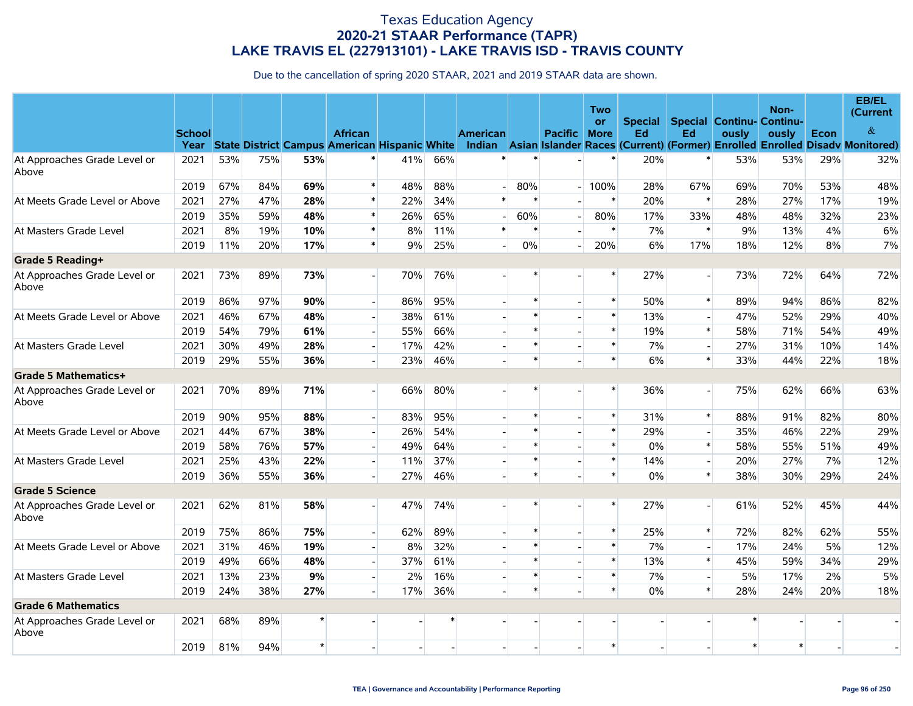# Texas Education Agency
## 2020-21 STAAR Performance (TAPR)
## LAKE TRAVIS EL (227913101) - LAKE TRAVIS ISD - TRAVIS COUNTY

Due to the cancellation of spring 2020 STAAR, 2021 and 2019 STAAR data are shown.

| | School Year | State | District | Campus | African American | Hispanic | White | American Indian | Asian | Pacific Islander | Two or More Races | Special Ed (Current) | Special Ed (Former) | Continuously Enrolled | Non-Continuously Enrolled | Econ Disadv | EB/EL (Current & Monitored) |
|---|---|---|---|---|---|---|---|---|---|---|---|---|---|---|---|---|---|
| At Approaches Grade Level or Above | 2021 | 53% | 75% | **53%** | * | 41% | 66% | * | * | - | * | 20% | * | 53% | 53% | 29% | 32% |
| | 2019 | 67% | 84% | **69%** | * | 48% | 88% | - | 80% | - | 100% | 28% | 67% | 69% | 70% | 53% | 48% |
| At Meets Grade Level or Above | 2021 | 27% | 47% | **28%** | * | 22% | 34% | * | * | - | * | 20% | * | 28% | 27% | 17% | 19% |
| | 2019 | 35% | 59% | **48%** | * | 26% | 65% | - | 60% | - | 80% | 17% | 33% | 48% | 48% | 32% | 23% |
| At Masters Grade Level | 2021 | 8% | 19% | **10%** | * | 8% | 11% | * | * | - | * | 7% | * | 9% | 13% | 4% | 6% |
| | 2019 | 11% | 20% | **17%** | * | 9% | 25% | - | 0% | - | 20% | 6% | 17% | 18% | 12% | 8% | 7% |
| **Grade 5 Reading+** | | | | | | | | | | | | | | | | | |
| At Approaches Grade Level or Above | 2021 | 73% | 89% | **73%** | - | 70% | 76% | - | * | - | * | 27% | - | 73% | 72% | 64% | 72% |
| | 2019 | 86% | 97% | **90%** | - | 86% | 95% | - | * | - | * | 50% | * | 89% | 94% | 86% | 82% |
| At Meets Grade Level or Above | 2021 | 46% | 67% | **48%** | - | 38% | 61% | - | * | - | * | 13% | - | 47% | 52% | 29% | 40% |
| | 2019 | 54% | 79% | **61%** | - | 55% | 66% | - | * | - | * | 19% | * | 58% | 71% | 54% | 49% |
| At Masters Grade Level | 2021 | 30% | 49% | **28%** | - | 17% | 42% | - | * | - | * | 7% | - | 27% | 31% | 10% | 14% |
| | 2019 | 29% | 55% | **36%** | - | 23% | 46% | - | * | - | * | 6% | * | 33% | 44% | 22% | 18% |
| **Grade 5 Mathematics+** | | | | | | | | | | | | | | | | | |
| At Approaches Grade Level or Above | 2021 | 70% | 89% | **71%** | - | 66% | 80% | - | * | - | * | 36% | - | 75% | 62% | 66% | 63% |
| | 2019 | 90% | 95% | **88%** | - | 83% | 95% | - | * | - | * | 31% | * | 88% | 91% | 82% | 80% |
| At Meets Grade Level or Above | 2021 | 44% | 67% | **38%** | - | 26% | 54% | - | * | - | * | 29% | - | 35% | 46% | 22% | 29% |
| | 2019 | 58% | 76% | **57%** | - | 49% | 64% | - | * | - | * | 0% | * | 58% | 55% | 51% | 49% |
| At Masters Grade Level | 2021 | 25% | 43% | **22%** | - | 11% | 37% | - | * | - | * | 14% | - | 20% | 27% | 7% | 12% |
| | 2019 | 36% | 55% | **36%** | - | 27% | 46% | - | * | - | * | 0% | * | 38% | 30% | 29% | 24% |
| **Grade 5 Science** | | | | | | | | | | | | | | | | | |
| At Approaches Grade Level or Above | 2021 | 62% | 81% | **58%** | - | 47% | 74% | - | * | - | * | 27% | - | 61% | 52% | 45% | 44% |
| | 2019 | 75% | 86% | **75%** | - | 62% | 89% | - | * | - | * | 25% | * | 72% | 82% | 62% | 55% |
| At Meets Grade Level or Above | 2021 | 31% | 46% | **19%** | - | 8% | 32% | - | * | - | * | 7% | - | 17% | 24% | 5% | 12% |
| | 2019 | 49% | 66% | **48%** | - | 37% | 61% | - | * | - | * | 13% | * | 45% | 59% | 34% | 29% |
| At Masters Grade Level | 2021 | 13% | 23% | **9%** | - | 2% | 16% | - | * | - | * | 7% | - | 5% | 17% | 2% | 5% |
| | 2019 | 24% | 38% | **27%** | - | 17% | 36% | - | * | - | * | 0% | * | 28% | 24% | 20% | 18% |
| **Grade 6 Mathematics** | | | | | | | | | | | | | | | | | |
| At Approaches Grade Level or Above | 2021 | 68% | 89% | * | - | - | * | - | - | - | - | - | - | * | - | - | - |
| | 2019 | 81% | 94% | * | - | - | - | - | - | - | * | - | - | * | * | - | - |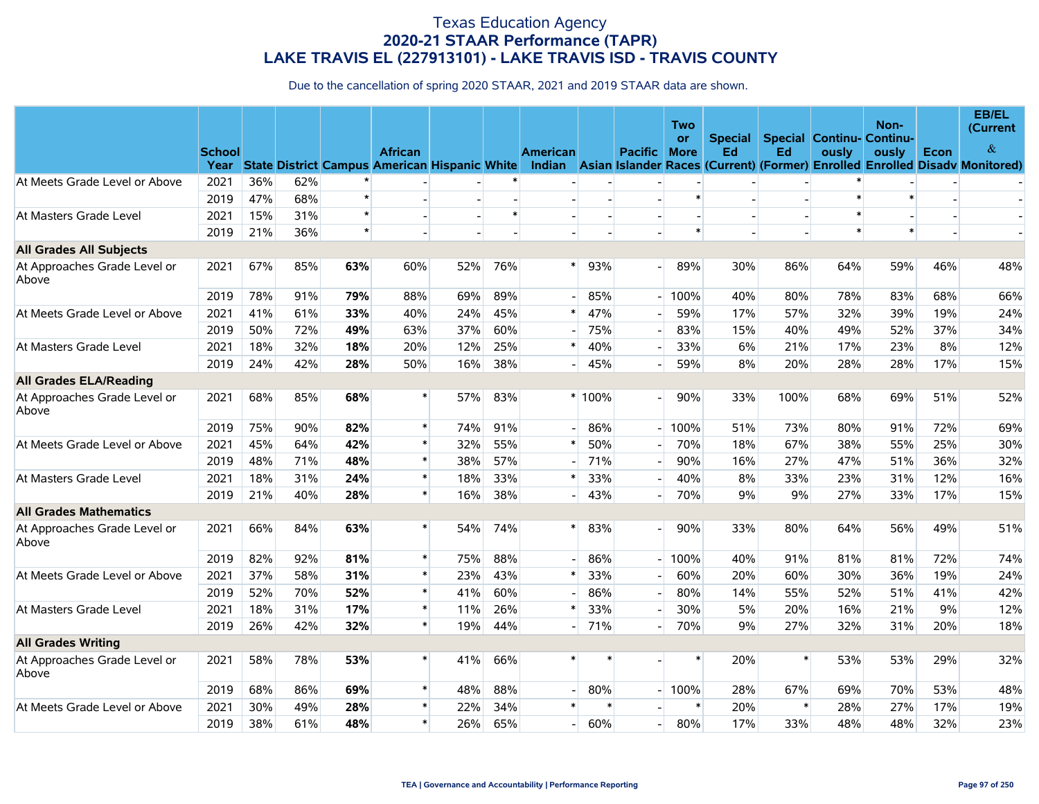# Texas Education Agency
## 2020-21 STAAR Performance (TAPR)
## LAKE TRAVIS EL (227913101) - LAKE TRAVIS ISD - TRAVIS COUNTY

Due to the cancellation of spring 2020 STAAR, 2021 and 2019 STAAR data are shown.

| | School Year | State | District | Campus | African American | Hispanic | White | American Indian | Asian | Pacific Islander | Two or More Races | Special Ed (Current) | Special Ed (Former) | Continuously Enrolled | Non-Continuously Enrolled | Econ Disadv | EB/EL (Current & Monitored) |
|---|---|---|---|---|---|---|---|---|---|---|---|---|---|---|---|---|---|
| At Meets Grade Level or Above | 2021 | 36% | 62% | * | - | - | * | - | - | - | - | - | - | * | - | - | - |
| | 2019 | 47% | 68% | * | - | - | - | - | - | - | * | - | - | * | * | - | - |
| At Masters Grade Level | 2021 | 15% | 31% | * | - | - | * | - | - | - | - | - | - | * | - | - | - |
| | 2019 | 21% | 36% | * | - | - | - | - | - | - | * | - | - | * | * | - | - |
| **All Grades All Subjects** | | | | | | | | | | | | | | | | | |
| At Approaches Grade Level or Above | 2021 | 67% | 85% | **63%** | 60% | 52% | 76% | * | 93% | - | 89% | 30% | 86% | 64% | 59% | 46% | 48% |
| | 2019 | 78% | 91% | **79%** | 88% | 69% | 89% | - | 85% | - | 100% | 40% | 80% | 78% | 83% | 68% | 66% |
| At Meets Grade Level or Above | 2021 | 41% | 61% | **33%** | 40% | 24% | 45% | * | 47% | - | 59% | 17% | 57% | 32% | 39% | 19% | 24% |
| | 2019 | 50% | 72% | **49%** | 63% | 37% | 60% | - | 75% | - | 83% | 15% | 40% | 49% | 52% | 37% | 34% |
| At Masters Grade Level | 2021 | 18% | 32% | **18%** | 20% | 12% | 25% | * | 40% | - | 33% | 6% | 21% | 17% | 23% | 8% | 12% |
| | 2019 | 24% | 42% | **28%** | 50% | 16% | 38% | - | 45% | - | 59% | 8% | 20% | 28% | 28% | 17% | 15% |
| **All Grades ELA/Reading** | | | | | | | | | | | | | | | | | |
| At Approaches Grade Level or Above | 2021 | 68% | 85% | **68%** | * | 57% | 83% | * | 100% | - | 90% | 33% | 100% | 68% | 69% | 51% | 52% |
| | 2019 | 75% | 90% | **82%** | * | 74% | 91% | - | 86% | - | 100% | 51% | 73% | 80% | 91% | 72% | 69% |
| At Meets Grade Level or Above | 2021 | 45% | 64% | **42%** | * | 32% | 55% | * | 50% | - | 70% | 18% | 67% | 38% | 55% | 25% | 30% |
| | 2019 | 48% | 71% | **48%** | * | 38% | 57% | - | 71% | - | 90% | 16% | 27% | 47% | 51% | 36% | 32% |
| At Masters Grade Level | 2021 | 18% | 31% | **24%** | * | 18% | 33% | * | 33% | - | 40% | 8% | 33% | 23% | 31% | 12% | 16% |
| | 2019 | 21% | 40% | **28%** | * | 16% | 38% | - | 43% | - | 70% | 9% | 9% | 27% | 33% | 17% | 15% |
| **All Grades Mathematics** | | | | | | | | | | | | | | | | | |
| At Approaches Grade Level or Above | 2021 | 66% | 84% | **63%** | * | 54% | 74% | * | 83% | - | 90% | 33% | 80% | 64% | 56% | 49% | 51% |
| | 2019 | 82% | 92% | **81%** | * | 75% | 88% | - | 86% | - | 100% | 40% | 91% | 81% | 81% | 72% | 74% |
| At Meets Grade Level or Above | 2021 | 37% | 58% | **31%** | * | 23% | 43% | * | 33% | - | 60% | 20% | 60% | 30% | 36% | 19% | 24% |
| | 2019 | 52% | 70% | **52%** | * | 41% | 60% | - | 86% | - | 80% | 14% | 55% | 52% | 51% | 41% | 42% |
| At Masters Grade Level | 2021 | 18% | 31% | **17%** | * | 11% | 26% | * | 33% | - | 30% | 5% | 20% | 16% | 21% | 9% | 12% |
| | 2019 | 26% | 42% | **32%** | * | 19% | 44% | - | 71% | - | 70% | 9% | 27% | 32% | 31% | 20% | 18% |
| **All Grades Writing** | | | | | | | | | | | | | | | | | |
| At Approaches Grade Level or Above | 2021 | 58% | 78% | **53%** | * | 41% | 66% | * | * | - | * | 20% | * | 53% | 53% | 29% | 32% |
| | 2019 | 68% | 86% | **69%** | * | 48% | 88% | - | 80% | - | 100% | 28% | 67% | 69% | 70% | 53% | 48% |
| At Meets Grade Level or Above | 2021 | 30% | 49% | **28%** | * | 22% | 34% | * | * | - | * | 20% | * | 28% | 27% | 17% | 19% |
| | 2019 | 38% | 61% | **48%** | * | 26% | 65% | - | 60% | - | 80% | 17% | 33% | 48% | 48% | 32% | 23% |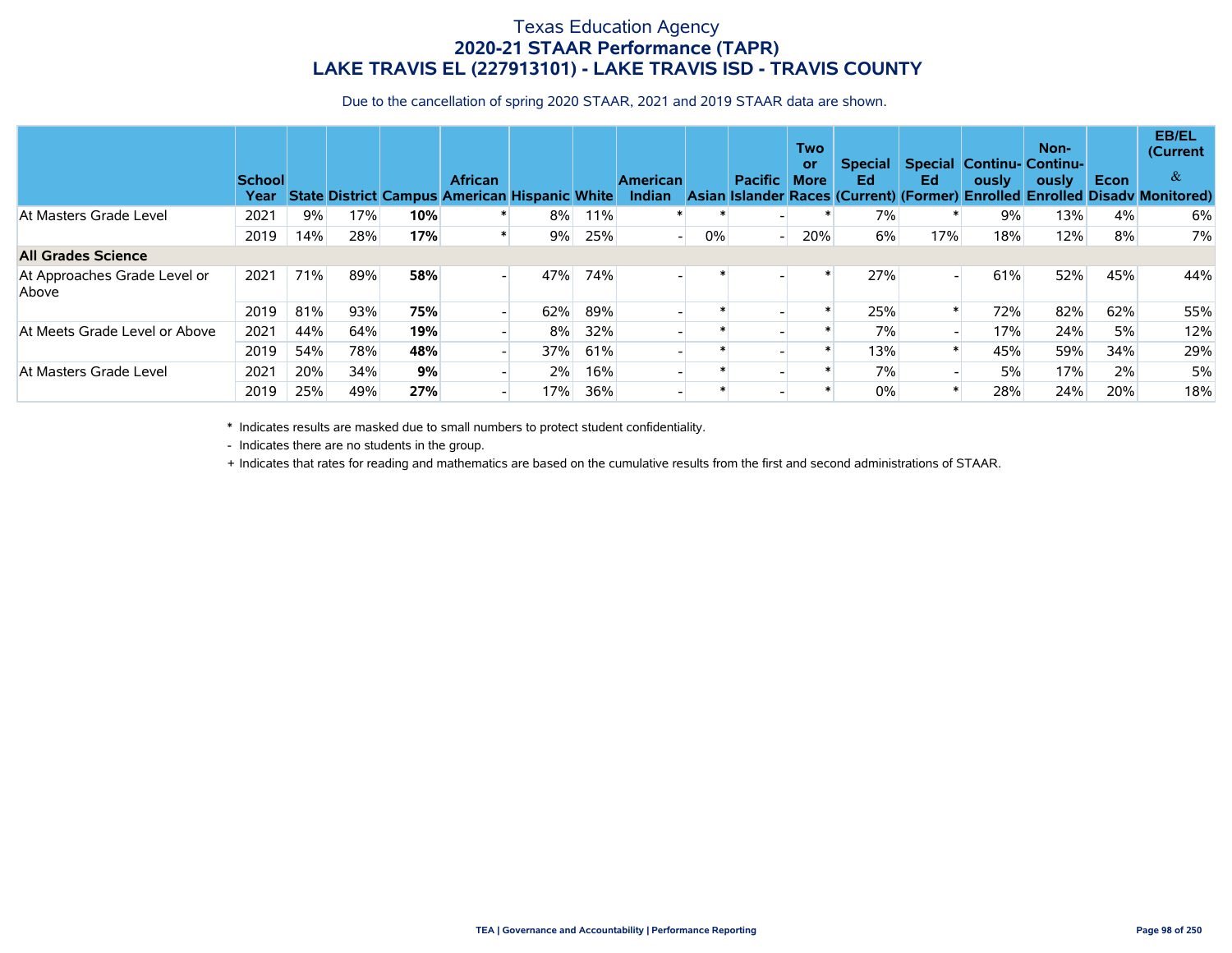# Texas Education Agency
## 2020-21 STAAR Performance (TAPR)
## LAKE TRAVIS EL (227913101) - LAKE TRAVIS ISD - TRAVIS COUNTY

Due to the cancellation of spring 2020 STAAR, 2021 and 2019 STAAR data are shown.

| | School Year | State | District | Campus | African American | Hispanic | White | American Indian | Asian | Pacific Islander | Two or More Races | Special Ed (Current) | Special Ed (Former) | Continu-ously Enrolled | Non-Continu-ously Enrolled | Econ Disadv | EB/EL (Current & Monitored) |
|---|---|---|---|---|---|---|---|---|---|---|---|---|---|---|---|---|---|
| At Masters Grade Level | 2021 | 9% | 17% | **10%** | * | 8% | 11% | * | * | - | * | 7% | * | 9% | 13% | 4% | 6% |
| | 2019 | 14% | 28% | **17%** | * | 9% | 25% | - | 0% | - | 20% | 6% | 17% | 18% | 12% | 8% | 7% |
| **All Grades Science** | | | | | | | | | | | | | | | | | |
| At Approaches Grade Level or Above | 2021 | 71% | 89% | **58%** | - | 47% | 74% | - | * | - | * | 27% | - | 61% | 52% | 45% | 44% |
| | 2019 | 81% | 93% | **75%** | - | 62% | 89% | - | * | - | * | 25% | * | 72% | 82% | 62% | 55% |
| At Meets Grade Level or Above | 2021 | 44% | 64% | **19%** | - | 8% | 32% | - | * | - | * | 7% | - | 17% | 24% | 5% | 12% |
| | 2019 | 54% | 78% | **48%** | - | 37% | 61% | - | * | - | * | 13% | * | 45% | 59% | 34% | 29% |
| At Masters Grade Level | 2021 | 20% | 34% | **9%** | - | 2% | 16% | - | * | - | * | 7% | - | 5% | 17% | 2% | 5% |
| | 2019 | 25% | 49% | **27%** | - | 17% | 36% | - | * | - | * | 0% | * | 28% | 24% | 20% | 18% |

\* Indicates results are masked due to small numbers to protect student confidentiality.

\- Indicates there are no students in the group.

\+ Indicates that rates for reading and mathematics are based on the cumulative results from the first and second administrations of STAAR.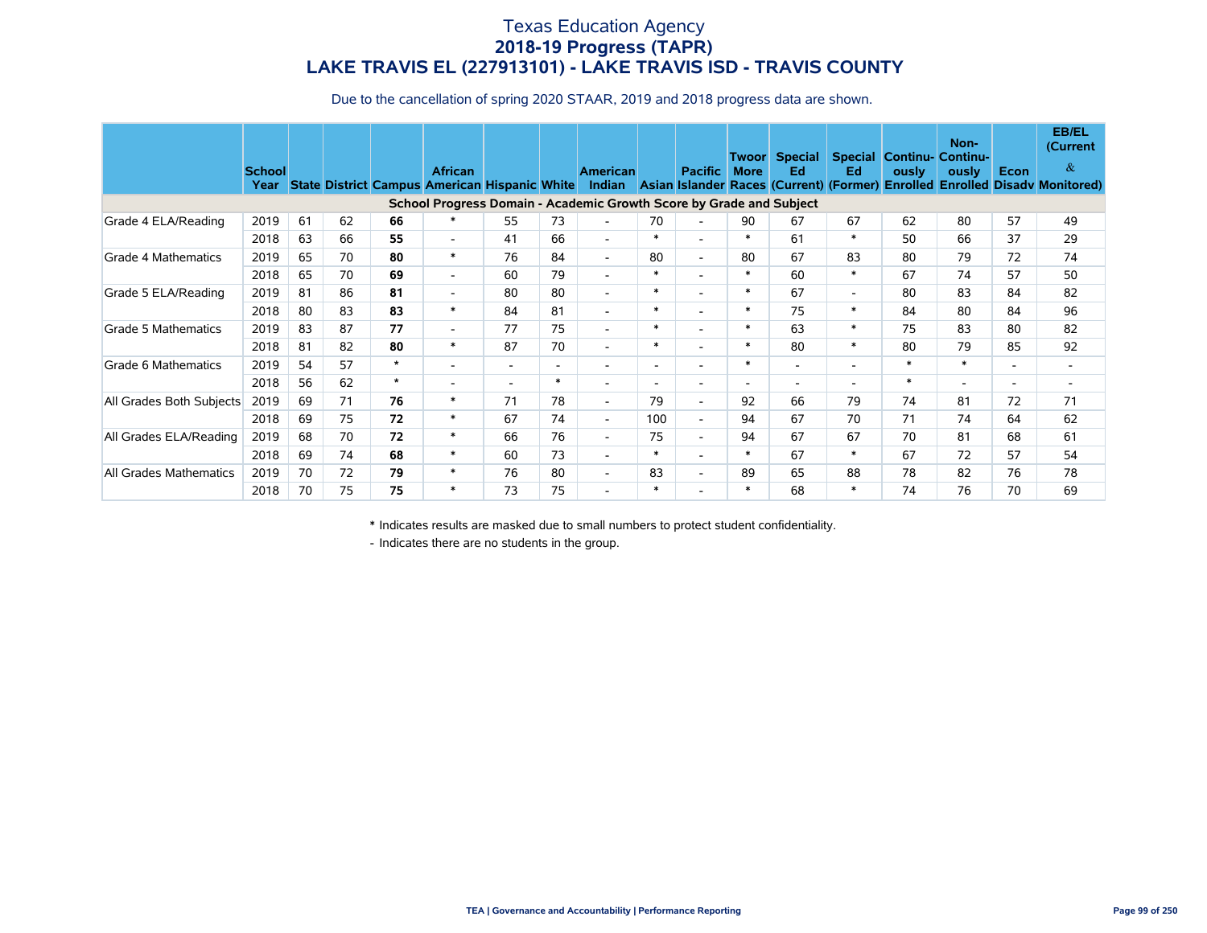# Texas Education Agency
## 2018-19 Progress (TAPR)
## LAKE TRAVIS EL (227913101) - LAKE TRAVIS ISD - TRAVIS COUNTY

Due to the cancellation of spring 2020 STAAR, 2019 and 2018 progress data are shown.

| | School Year | State | District | Campus | African American | Hispanic | White | American Indian | Asian | Pacific Islander | Two or More Races | Special Ed (Current) | Special Ed (Former) | Continuously Enrolled | Non-Continuously Enrolled | Econ Disadv | EB/EL (Current & Monitored) |
|---|---|---|---|---|---|---|---|---|---|---|---|---|---|---|---|---|---|
| **School Progress Domain - Academic Growth Score by Grade and Subject** | | | | | | | | | | | | | | | | | |
| Grade 4 ELA/Reading | 2019 | 61 | 62 | **66** | * | 55 | 73 | - | 70 | - | 90 | 67 | 67 | 62 | 80 | 57 | 49 |
| | 2018 | 63 | 66 | **55** | - | 41 | 66 | - | * | - | * | 61 | * | 50 | 66 | 37 | 29 |
| Grade 4 Mathematics | 2019 | 65 | 70 | **80** | * | 76 | 84 | - | 80 | - | 80 | 67 | 83 | 80 | 79 | 72 | 74 |
| | 2018 | 65 | 70 | **69** | - | 60 | 79 | - | * | - | * | 60 | * | 67 | 74 | 57 | 50 |
| Grade 5 ELA/Reading | 2019 | 81 | 86 | **81** | - | 80 | 80 | - | * | - | * | 67 | - | 80 | 83 | 84 | 82 |
| | 2018 | 80 | 83 | **83** | * | 84 | 81 | - | * | - | * | 75 | * | 84 | 80 | 84 | 96 |
| Grade 5 Mathematics | 2019 | 83 | 87 | **77** | - | 77 | 75 | - | * | - | * | 63 | * | 75 | 83 | 80 | 82 |
| | 2018 | 81 | 82 | **80** | * | 87 | 70 | - | * | - | * | 80 | * | 80 | 79 | 85 | 92 |
| Grade 6 Mathematics | 2019 | 54 | 57 | * | - | - | - | - | - | - | * | - | - | * | * | - | - |
| | 2018 | 56 | 62 | * | - | - | * | - | - | - | - | - | - | * | - | - | - |
| All Grades Both Subjects | 2019 | 69 | 71 | **76** | * | 71 | 78 | - | 79 | - | 92 | 66 | 79 | 74 | 81 | 72 | 71 |
| | 2018 | 69 | 75 | **72** | * | 67 | 74 | - | 100 | - | 94 | 67 | 70 | 71 | 74 | 64 | 62 |
| All Grades ELA/Reading | 2019 | 68 | 70 | **72** | * | 66 | 76 | - | 75 | - | 94 | 67 | 67 | 70 | 81 | 68 | 61 |
| | 2018 | 69 | 74 | **68** | * | 60 | 73 | - | * | - | * | 67 | * | 67 | 72 | 57 | 54 |
| All Grades Mathematics | 2019 | 70 | 72 | **79** | * | 76 | 80 | - | 83 | - | 89 | 65 | 88 | 78 | 82 | 76 | 78 |
| | 2018 | 70 | 75 | **75** | * | 73 | 75 | - | * | - | * | 68 | * | 74 | 76 | 70 | 69 |

\* Indicates results are masked due to small numbers to protect student confidentiality.

\- Indicates there are no students in the group.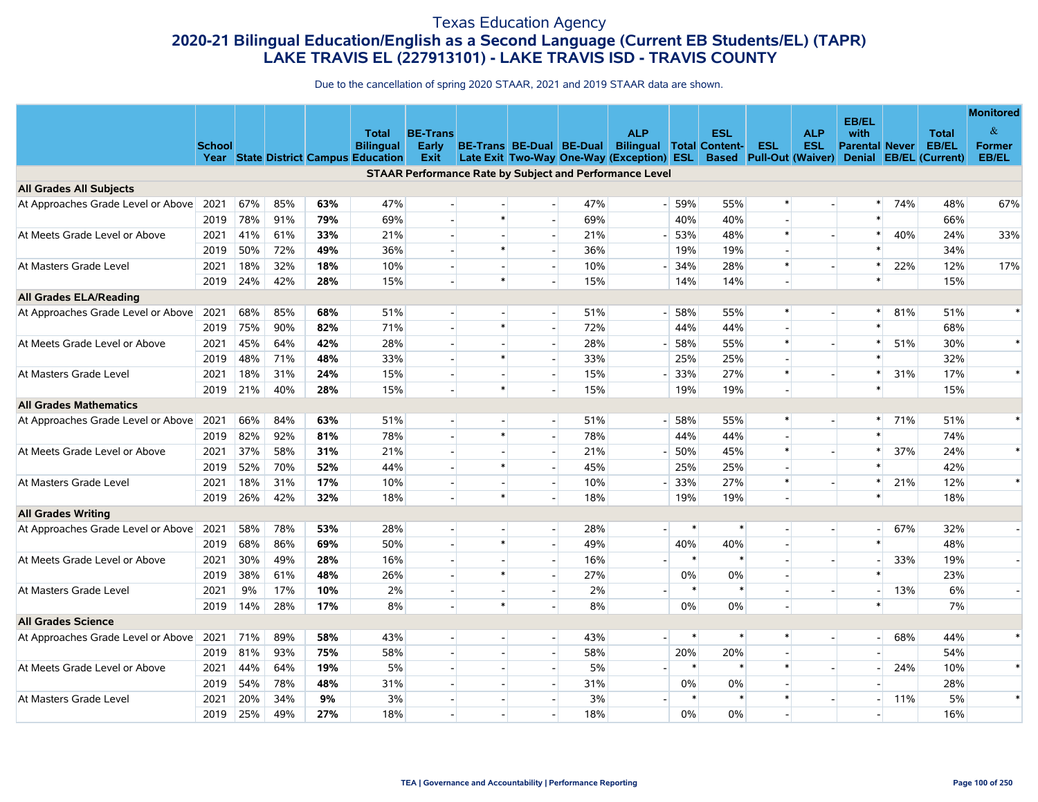# Texas Education Agency

## 2020-21 Bilingual Education/English as a Second Language (Current EB Students/EL) (TAPR)

## LAKE TRAVIS EL (227913101) - LAKE TRAVIS ISD - TRAVIS COUNTY

Due to the cancellation of spring 2020 STAAR, 2021 and 2019 STAAR data are shown.

| | School Year | State | District | Campus | Total Bilingual Education | BE-Trans Early Exit | BE-Trans Late Exit | BE-Dual Two-Way | BE-Dual One-Way | ALP Bilingual (Exception) | Total ESL | ESL Content-Based | ESL Pull-Out | ALP ESL (Waiver) | EB/EL with Parental Denial | Never EB/EL | Total EB/EL (Current) | Monitored & Former EB/EL |
|---|---|---|---|---|---|---|---|---|---|---|---|---|---|---|---|---|---|---|
| **STAAR Performance Rate by Subject and Performance Level** | | | | | | | | | | | | | | | | | | |
| **All Grades All Subjects** | | | | | | | | | | | | | | | | | | |
| At Approaches Grade Level or Above | 2021 | 67% | 85% | **63%** | 47% | - | - | - | 47% | - | 59% | 55% | * | - | * | 74% | 48% | 67% |
| | 2019 | 78% | 91% | **79%** | 69% | - | * | - | 69% | | 40% | 40% | - | | * | | 66% | |
| At Meets Grade Level or Above | 2021 | 41% | 61% | **33%** | 21% | - | - | - | 21% | - | 53% | 48% | * | - | * | 40% | 24% | 33% |
| | 2019 | 50% | 72% | **49%** | 36% | - | * | - | 36% | | 19% | 19% | - | | * | | 34% | |
| At Masters Grade Level | 2021 | 18% | 32% | **18%** | 10% | - | - | - | 10% | - | 34% | 28% | * | - | * | 22% | 12% | 17% |
| | 2019 | 24% | 42% | **28%** | 15% | - | * | - | 15% | | 14% | 14% | - | | * | | 15% | |
| **All Grades ELA/Reading** | | | | | | | | | | | | | | | | | | |
| At Approaches Grade Level or Above | 2021 | 68% | 85% | **68%** | 51% | - | - | - | 51% | - | 58% | 55% | * | - | * | 81% | 51% | * |
| | 2019 | 75% | 90% | **82%** | 71% | - | * | - | 72% | | 44% | 44% | - | | * | | 68% | |
| At Meets Grade Level or Above | 2021 | 45% | 64% | **42%** | 28% | - | - | - | 28% | - | 58% | 55% | * | - | * | 51% | 30% | * |
| | 2019 | 48% | 71% | **48%** | 33% | - | * | - | 33% | | 25% | 25% | - | | * | | 32% | |
| At Masters Grade Level | 2021 | 18% | 31% | **24%** | 15% | - | - | - | 15% | - | 33% | 27% | * | - | * | 31% | 17% | * |
| | 2019 | 21% | 40% | **28%** | 15% | - | * | - | 15% | | 19% | 19% | - | | * | | 15% | |
| **All Grades Mathematics** | | | | | | | | | | | | | | | | | | |
| At Approaches Grade Level or Above | 2021 | 66% | 84% | **63%** | 51% | - | - | - | 51% | - | 58% | 55% | * | - | * | 71% | 51% | * |
| | 2019 | 82% | 92% | **81%** | 78% | - | * | - | 78% | | 44% | 44% | - | | * | | 74% | |
| At Meets Grade Level or Above | 2021 | 37% | 58% | **31%** | 21% | - | - | - | 21% | - | 50% | 45% | * | - | * | 37% | 24% | * |
| | 2019 | 52% | 70% | **52%** | 44% | - | * | - | 45% | | 25% | 25% | - | | * | | 42% | |
| At Masters Grade Level | 2021 | 18% | 31% | **17%** | 10% | - | - | - | 10% | - | 33% | 27% | * | - | * | 21% | 12% | * |
| | 2019 | 26% | 42% | **32%** | 18% | - | * | - | 18% | | 19% | 19% | - | | * | | 18% | |
| **All Grades Writing** | | | | | | | | | | | | | | | | | | |
| At Approaches Grade Level or Above | 2021 | 58% | 78% | **53%** | 28% | - | - | - | 28% | - | * | * | - | - | - | 67% | 32% | - |
| | 2019 | 68% | 86% | **69%** | 50% | - | * | - | 49% | | 40% | 40% | - | | * | | 48% | |
| At Meets Grade Level or Above | 2021 | 30% | 49% | **28%** | 16% | - | - | - | 16% | - | * | * | - | - | - | 33% | 19% | - |
| | 2019 | 38% | 61% | **48%** | 26% | - | * | - | 27% | | 0% | 0% | - | | * | | 23% | |
| At Masters Grade Level | 2021 | 9% | 17% | **10%** | 2% | - | - | - | 2% | - | * | * | - | - | - | 13% | 6% | - |
| | 2019 | 14% | 28% | **17%** | 8% | - | * | - | 8% | | 0% | 0% | - | | * | | 7% | |
| **All Grades Science** | | | | | | | | | | | | | | | | | | |
| At Approaches Grade Level or Above | 2021 | 71% | 89% | **58%** | 43% | - | - | - | 43% | - | * | * | * | - | - | 68% | 44% | * |
| | 2019 | 81% | 93% | **75%** | 58% | - | - | - | 58% | | 20% | 20% | - | | - | | 54% | |
| At Meets Grade Level or Above | 2021 | 44% | 64% | **19%** | 5% | - | - | - | 5% | - | * | * | * | - | - | 24% | 10% | * |
| | 2019 | 54% | 78% | **48%** | 31% | - | - | - | 31% | | 0% | 0% | - | | - | | 28% | |
| At Masters Grade Level | 2021 | 20% | 34% | **9%** | 3% | - | - | - | 3% | - | * | * | * | - | - | 11% | 5% | * |
| | 2019 | 25% | 49% | **27%** | 18% | - | - | - | 18% | | 0% | 0% | - | | - | | 16% | |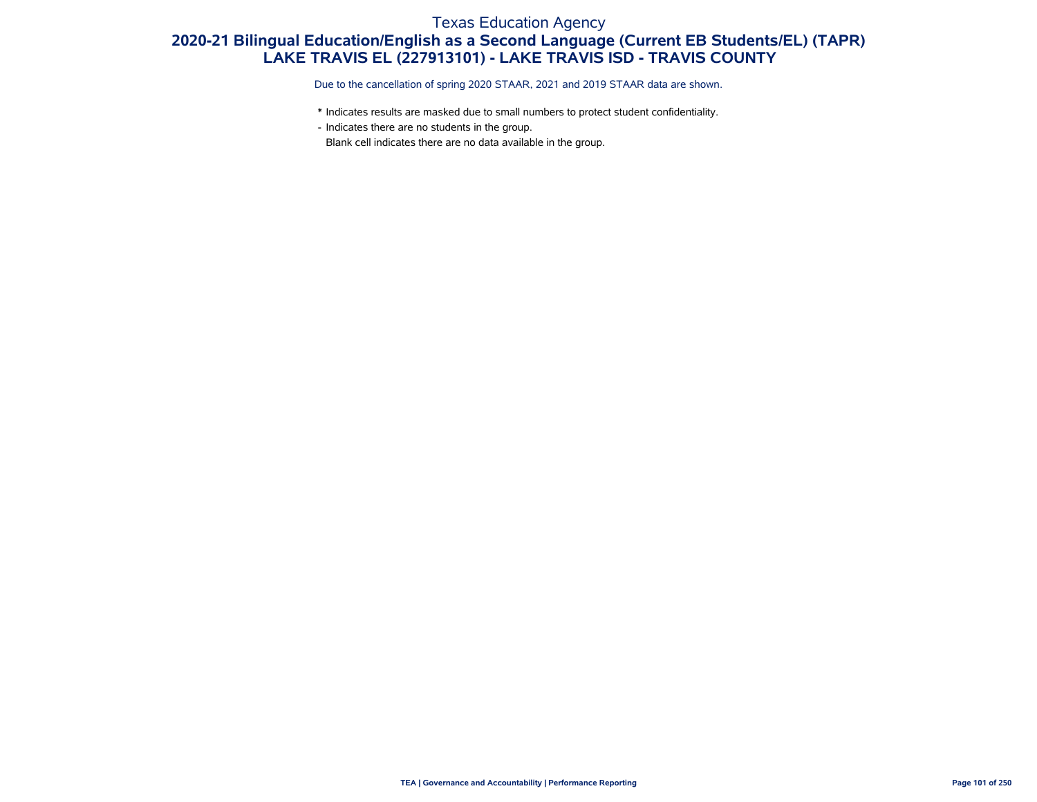# Texas Education Agency

## 2020-21 Bilingual Education/English as a Second Language (Current EB Students/EL) (TAPR)

## LAKE TRAVIS EL (227913101) - LAKE TRAVIS ISD - TRAVIS COUNTY

Due to the cancellation of spring 2020 STAAR, 2021 and 2019 STAAR data are shown.

'*' Indicates results are masked due to small numbers to protect student confidentiality.

'-' Indicates there are no students in the group.

Blank cell indicates there are no data available in the group.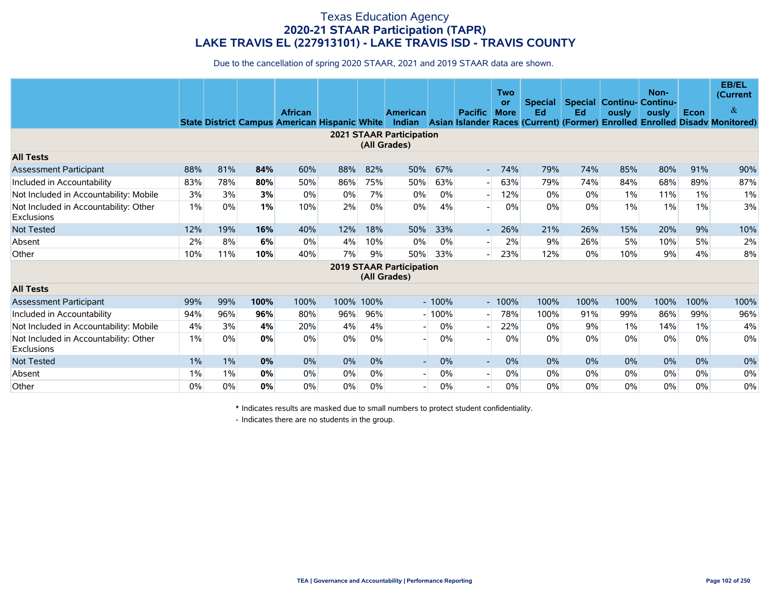# Texas Education Agency
## 2020-21 STAAR Participation (TAPR)
## LAKE TRAVIS EL (227913101) - LAKE TRAVIS ISD - TRAVIS COUNTY

Due to the cancellation of spring 2020 STAAR, 2021 and 2019 STAAR data are shown.

| | State | District | Campus | African American | Hispanic | White | American Indian | Asian | Pacific Islander | Two or More Races | Special Ed (Current) | Special Ed (Former) | Continuously Enrolled | Non-Continuously Enrolled | Econ Disadv | EB/EL (Current & Monitored) |
|---|---|---|---|---|---|---|---|---|---|---|---|---|---|---|---|---|
| **2021 STAAR Participation (All Grades)** | | | | | | | | | | | | | | | | |
| **All Tests** | | | | | | | | | | | | | | | | |
| Assessment Participant | 88% | 81% | **84%** | 60% | 88% | 82% | 50% | 67% | - | 74% | 79% | 74% | 85% | 80% | 91% | 90% |
| Included in Accountability | 83% | 78% | **80%** | 50% | 86% | 75% | 50% | 63% | - | 63% | 79% | 74% | 84% | 68% | 89% | 87% |
| Not Included in Accountability: Mobile | 3% | 3% | **3%** | 0% | 0% | 7% | 0% | 0% | - | 12% | 0% | 0% | 1% | 11% | 1% | 1% |
| Not Included in Accountability: Other Exclusions | 1% | 0% | **1%** | 10% | 2% | 0% | 0% | 4% | - | 0% | 0% | 0% | 1% | 1% | 1% | 3% |
| Not Tested | 12% | 19% | **16%** | 40% | 12% | 18% | 50% | 33% | - | 26% | 21% | 26% | 15% | 20% | 9% | 10% |
| Absent | 2% | 8% | **6%** | 0% | 4% | 10% | 0% | 0% | - | 2% | 9% | 26% | 5% | 10% | 5% | 2% |
| Other | 10% | 11% | **10%** | 40% | 7% | 9% | 50% | 33% | - | 23% | 12% | 0% | 10% | 9% | 4% | 8% |
| **2019 STAAR Participation (All Grades)** | | | | | | | | | | | | | | | | |
| **All Tests** | | | | | | | | | | | | | | | | |
| Assessment Participant | 99% | 99% | **100%** | 100% | 100% | 100% | - | 100% | - | 100% | 100% | 100% | 100% | 100% | 100% | 100% |
| Included in Accountability | 94% | 96% | **96%** | 80% | 96% | 96% | - | 100% | - | 78% | 100% | 91% | 99% | 86% | 99% | 96% |
| Not Included in Accountability: Mobile | 4% | 3% | **4%** | 20% | 4% | 4% | - | 0% | - | 22% | 0% | 9% | 1% | 14% | 1% | 4% |
| Not Included in Accountability: Other Exclusions | 1% | 0% | **0%** | 0% | 0% | 0% | - | 0% | - | 0% | 0% | 0% | 0% | 0% | 0% | 0% |
| Not Tested | 1% | 1% | **0%** | 0% | 0% | 0% | - | 0% | - | 0% | 0% | 0% | 0% | 0% | 0% | 0% |
| Absent | 1% | 1% | **0%** | 0% | 0% | 0% | - | 0% | - | 0% | 0% | 0% | 0% | 0% | 0% | 0% |
| Other | 0% | 0% | **0%** | 0% | 0% | 0% | - | 0% | - | 0% | 0% | 0% | 0% | 0% | 0% | 0% |

\* Indicates results are masked due to small numbers to protect student confidentiality.

\- Indicates there are no students in the group.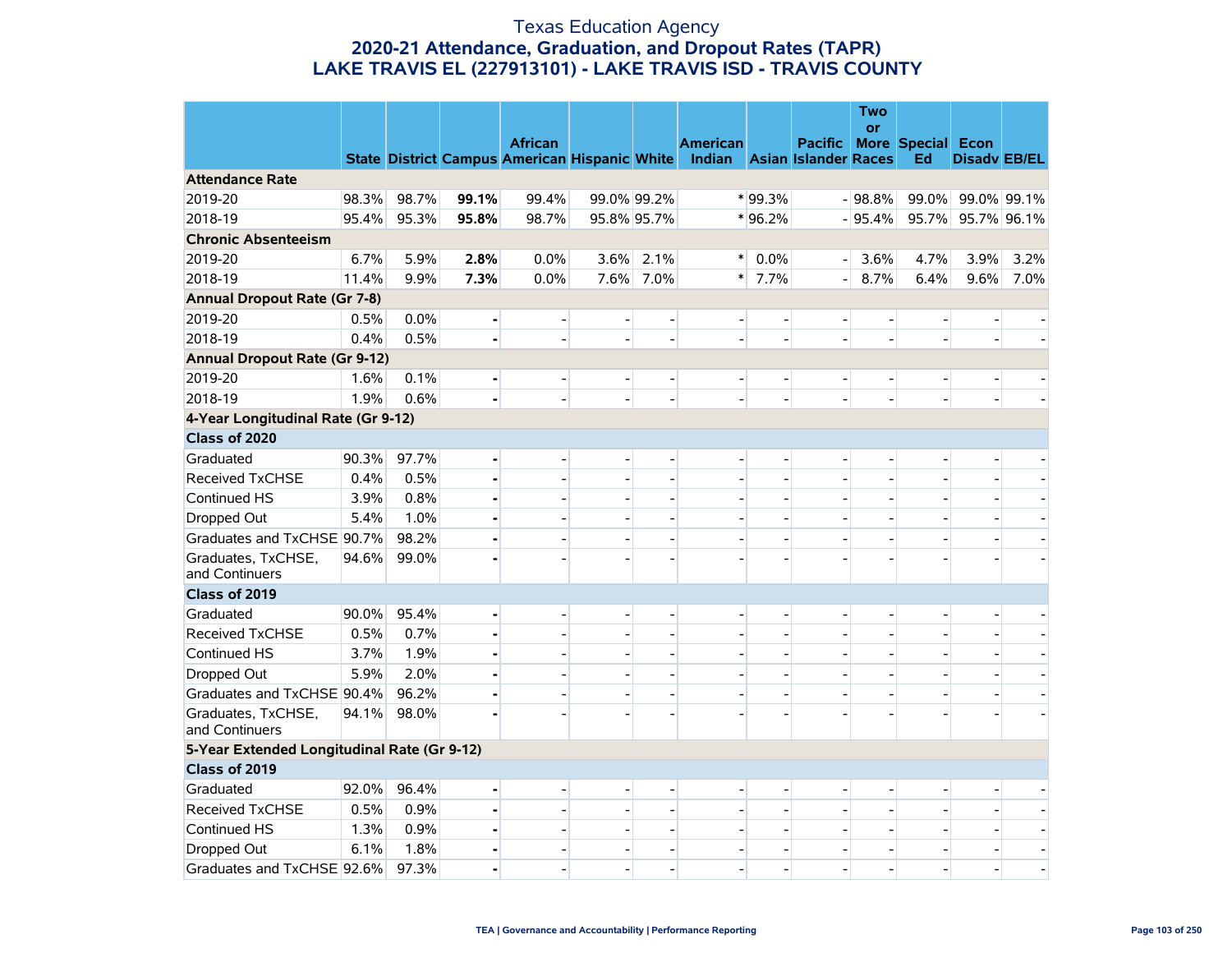# Texas Education Agency

## 2020-21 Attendance, Graduation, and Dropout Rates (TAPR)

## LAKE TRAVIS EL (227913101) - LAKE TRAVIS ISD - TRAVIS COUNTY

| | State | District | Campus | African American | Hispanic | White | American Indian | Asian | Pacific Islander | Two or More Races | Special Ed | Econ Disadv | EB/EL |
|---|---|---|---|---|---|---|---|---|---|---|---|---|---|
| **Attendance Rate** | | | | | | | | | | | | | |
| 2019-20 | 98.3% | 98.7% | **99.1%** | 99.4% | 99.0% | 99.2% | * | 99.3% | - | 98.8% | 99.0% | 99.0% | 99.1% |
| 2018-19 | 95.4% | 95.3% | **95.8%** | 98.7% | 95.8% | 95.7% | * | 96.2% | - | 95.4% | 95.7% | 95.7% | 96.1% |
| **Chronic Absenteeism** | | | | | | | | | | | | | |
| 2019-20 | 6.7% | 5.9% | **2.8%** | 0.0% | 3.6% | 2.1% | * | 0.0% | - | 3.6% | 4.7% | 3.9% | 3.2% |
| 2018-19 | 11.4% | 9.9% | **7.3%** | 0.0% | 7.6% | 7.0% | * | 7.7% | - | 8.7% | 6.4% | 9.6% | 7.0% |
| **Annual Dropout Rate (Gr 7-8)** | | | | | | | | | | | | | |
| 2019-20 | 0.5% | 0.0% | **-** | - | - | - | - | - | - | - | - | - | - |
| 2018-19 | 0.4% | 0.5% | **-** | - | - | - | - | - | - | - | - | - | - |
| **Annual Dropout Rate (Gr 9-12)** | | | | | | | | | | | | | |
| 2019-20 | 1.6% | 0.1% | **-** | - | - | - | - | - | - | - | - | - | - |
| 2018-19 | 1.9% | 0.6% | **-** | - | - | - | - | - | - | - | - | - | - |
| **4-Year Longitudinal Rate (Gr 9-12)** | | | | | | | | | | | | | |
| **Class of 2020** | | | | | | | | | | | | | |
| Graduated | 90.3% | 97.7% | **-** | - | - | - | - | - | - | - | - | - | - |
| Received TxCHSE | 0.4% | 0.5% | **-** | - | - | - | - | - | - | - | - | - | - |
| Continued HS | 3.9% | 0.8% | **-** | - | - | - | - | - | - | - | - | - | - |
| Dropped Out | 5.4% | 1.0% | **-** | - | - | - | - | - | - | - | - | - | - |
| Graduates and TxCHSE | 90.7% | 98.2% | **-** | - | - | - | - | - | - | - | - | - | - |
| Graduates, TxCHSE, and Continuers | 94.6% | 99.0% | **-** | - | - | - | - | - | - | - | - | - | - |
| **Class of 2019** | | | | | | | | | | | | | |
| Graduated | 90.0% | 95.4% | **-** | - | - | - | - | - | - | - | - | - | - |
| Received TxCHSE | 0.5% | 0.7% | **-** | - | - | - | - | - | - | - | - | - | - |
| Continued HS | 3.7% | 1.9% | **-** | - | - | - | - | - | - | - | - | - | - |
| Dropped Out | 5.9% | 2.0% | **-** | - | - | - | - | - | - | - | - | - | - |
| Graduates and TxCHSE | 90.4% | 96.2% | **-** | - | - | - | - | - | - | - | - | - | - |
| Graduates, TxCHSE, and Continuers | 94.1% | 98.0% | **-** | - | - | - | - | - | - | - | - | - | - |
| **5-Year Extended Longitudinal Rate (Gr 9-12)** | | | | | | | | | | | | | |
| **Class of 2019** | | | | | | | | | | | | | |
| Graduated | 92.0% | 96.4% | **-** | - | - | - | - | - | - | - | - | - | - |
| Received TxCHSE | 0.5% | 0.9% | **-** | - | - | - | - | - | - | - | - | - | - |
| Continued HS | 1.3% | 0.9% | **-** | - | - | - | - | - | - | - | - | - | - |
| Dropped Out | 6.1% | 1.8% | **-** | - | - | - | - | - | - | - | - | - | - |
| Graduates and TxCHSE | 92.6% | 97.3% | **-** | - | - | - | - | - | - | - | - | - | - |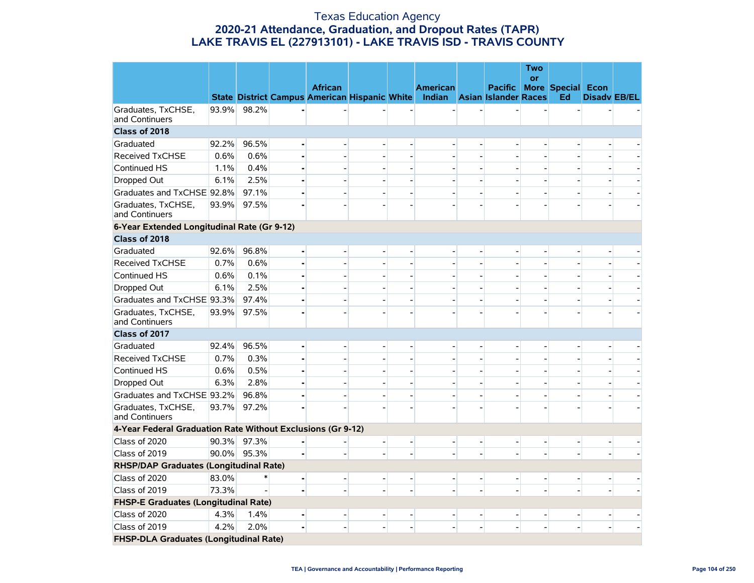# Texas Education Agency
## 2020-21 Attendance, Graduation, and Dropout Rates (TAPR)
## LAKE TRAVIS EL (227913101) - LAKE TRAVIS ISD - TRAVIS COUNTY

| | State | District | Campus | African American | Hispanic | White | American Indian | Asian | Pacific Islander | Two or More Races | Special Ed | Econ Disadv | EB/EL |
|---|---|---|---|---|---|---|---|---|---|---|---|---|---|
| Graduates, TxCHSE, and Continuers | 93.9% | 98.2% | - | - | - | - | - | - | - | - | - | - | - |
| **Class of 2018** | | | | | | | | | | | | | |
| Graduated | 92.2% | 96.5% | - | - | - | - | - | - | - | - | - | - | - |
| Received TxCHSE | 0.6% | 0.6% | - | - | - | - | - | - | - | - | - | - | - |
| Continued HS | 1.1% | 0.4% | - | - | - | - | - | - | - | - | - | - | - |
| Dropped Out | 6.1% | 2.5% | - | - | - | - | - | - | - | - | - | - | - |
| Graduates and TxCHSE | 92.8% | 97.1% | - | - | - | - | - | - | - | - | - | - | - |
| Graduates, TxCHSE, and Continuers | 93.9% | 97.5% | - | - | - | - | - | - | - | - | - | - | - |
| **6-Year Extended Longitudinal Rate (Gr 9-12)** | | | | | | | | | | | | | |
| **Class of 2018** | | | | | | | | | | | | | |
| Graduated | 92.6% | 96.8% | - | - | - | - | - | - | - | - | - | - | - |
| Received TxCHSE | 0.7% | 0.6% | - | - | - | - | - | - | - | - | - | - | - |
| Continued HS | 0.6% | 0.1% | - | - | - | - | - | - | - | - | - | - | - |
| Dropped Out | 6.1% | 2.5% | - | - | - | - | - | - | - | - | - | - | - |
| Graduates and TxCHSE | 93.3% | 97.4% | - | - | - | - | - | - | - | - | - | - | - |
| Graduates, TxCHSE, and Continuers | 93.9% | 97.5% | - | - | - | - | - | - | - | - | - | - | - |
| **Class of 2017** | | | | | | | | | | | | | |
| Graduated | 92.4% | 96.5% | - | - | - | - | - | - | - | - | - | - | - |
| Received TxCHSE | 0.7% | 0.3% | - | - | - | - | - | - | - | - | - | - | - |
| Continued HS | 0.6% | 0.5% | - | - | - | - | - | - | - | - | - | - | - |
| Dropped Out | 6.3% | 2.8% | - | - | - | - | - | - | - | - | - | - | - |
| Graduates and TxCHSE | 93.2% | 96.8% | - | - | - | - | - | - | - | - | - | - | - |
| Graduates, TxCHSE, and Continuers | 93.7% | 97.2% | - | - | - | - | - | - | - | - | - | - | - |
| **4-Year Federal Graduation Rate Without Exclusions (Gr 9-12)** | | | | | | | | | | | | | |
| Class of 2020 | 90.3% | 97.3% | - | - | - | - | - | - | - | - | - | - | - |
| Class of 2019 | 90.0% | 95.3% | - | - | - | - | - | - | - | - | - | - | - |
| **RHSP/DAP Graduates (Longitudinal Rate)** | | | | | | | | | | | | | |
| Class of 2020 | 83.0% | * | - | - | - | - | - | - | - | - | - | - | - |
| Class of 2019 | 73.3% | - | - | - | - | - | - | - | - | - | - | - | - |
| **FHSP-E Graduates (Longitudinal Rate)** | | | | | | | | | | | | | |
| Class of 2020 | 4.3% | 1.4% | - | - | - | - | - | - | - | - | - | - | - |
| Class of 2019 | 4.2% | 2.0% | - | - | - | - | - | - | - | - | - | - | - |
| **FHSP-DLA Graduates (Longitudinal Rate)** | | | | | | | | | | | | | |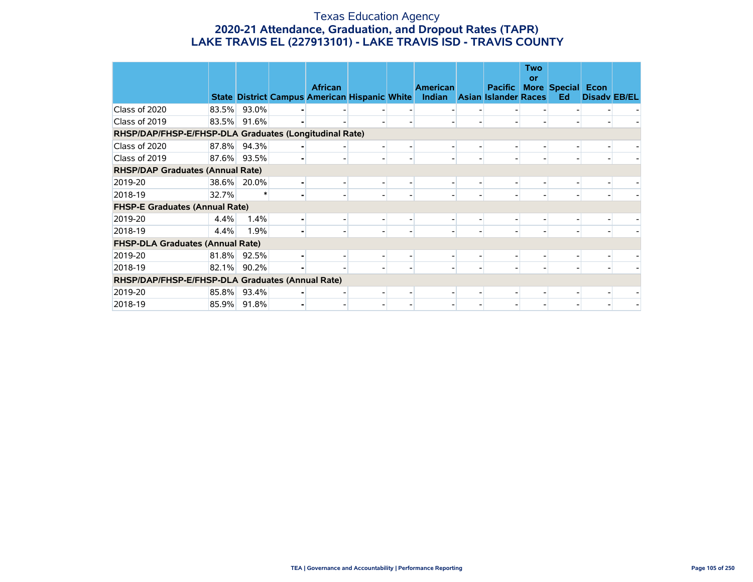# Texas Education Agency
## 2020-21 Attendance, Graduation, and Dropout Rates (TAPR)
## LAKE TRAVIS EL (227913101) - LAKE TRAVIS ISD - TRAVIS COUNTY

| | State | District | Campus | African American | Hispanic | White | American Indian | Asian | Pacific Islander | Two or More Races | Special Ed | Econ Disadv | EB/EL |
|---|---|---|---|---|---|---|---|---|---|---|---|---|---|
| Class of 2020 | 83.5% | 93.0% | - | - | - | - | - | - | - | - | - | - | - |
| Class of 2019 | 83.5% | 91.6% | - | - | - | - | - | - | - | - | - | - | - |
| **RHSP/DAP/FHSP-E/FHSP-DLA Graduates (Longitudinal Rate)** | | | | | | | | | | | | | |
| Class of 2020 | 87.8% | 94.3% | - | - | - | - | - | - | - | - | - | - | - |
| Class of 2019 | 87.6% | 93.5% | - | - | - | - | - | - | - | - | - | - | - |
| **RHSP/DAP Graduates (Annual Rate)** | | | | | | | | | | | | | |
| 2019-20 | 38.6% | 20.0% | - | - | - | - | - | - | - | - | - | - | - |
| 2018-19 | 32.7% | * | - | - | - | - | - | - | - | - | - | - | - |
| **FHSP-E Graduates (Annual Rate)** | | | | | | | | | | | | | |
| 2019-20 | 4.4% | 1.4% | - | - | - | - | - | - | - | - | - | - | - |
| 2018-19 | 4.4% | 1.9% | - | - | - | - | - | - | - | - | - | - | - |
| **FHSP-DLA Graduates (Annual Rate)** | | | | | | | | | | | | | |
| 2019-20 | 81.8% | 92.5% | - | - | - | - | - | - | - | - | - | - | - |
| 2018-19 | 82.1% | 90.2% | - | - | - | - | - | - | - | - | - | - | - |
| **RHSP/DAP/FHSP-E/FHSP-DLA Graduates (Annual Rate)** | | | | | | | | | | | | | |
| 2019-20 | 85.8% | 93.4% | - | - | - | - | - | - | - | - | - | - | - |
| 2018-19 | 85.9% | 91.8% | - | - | - | - | - | - | - | - | - | - | - |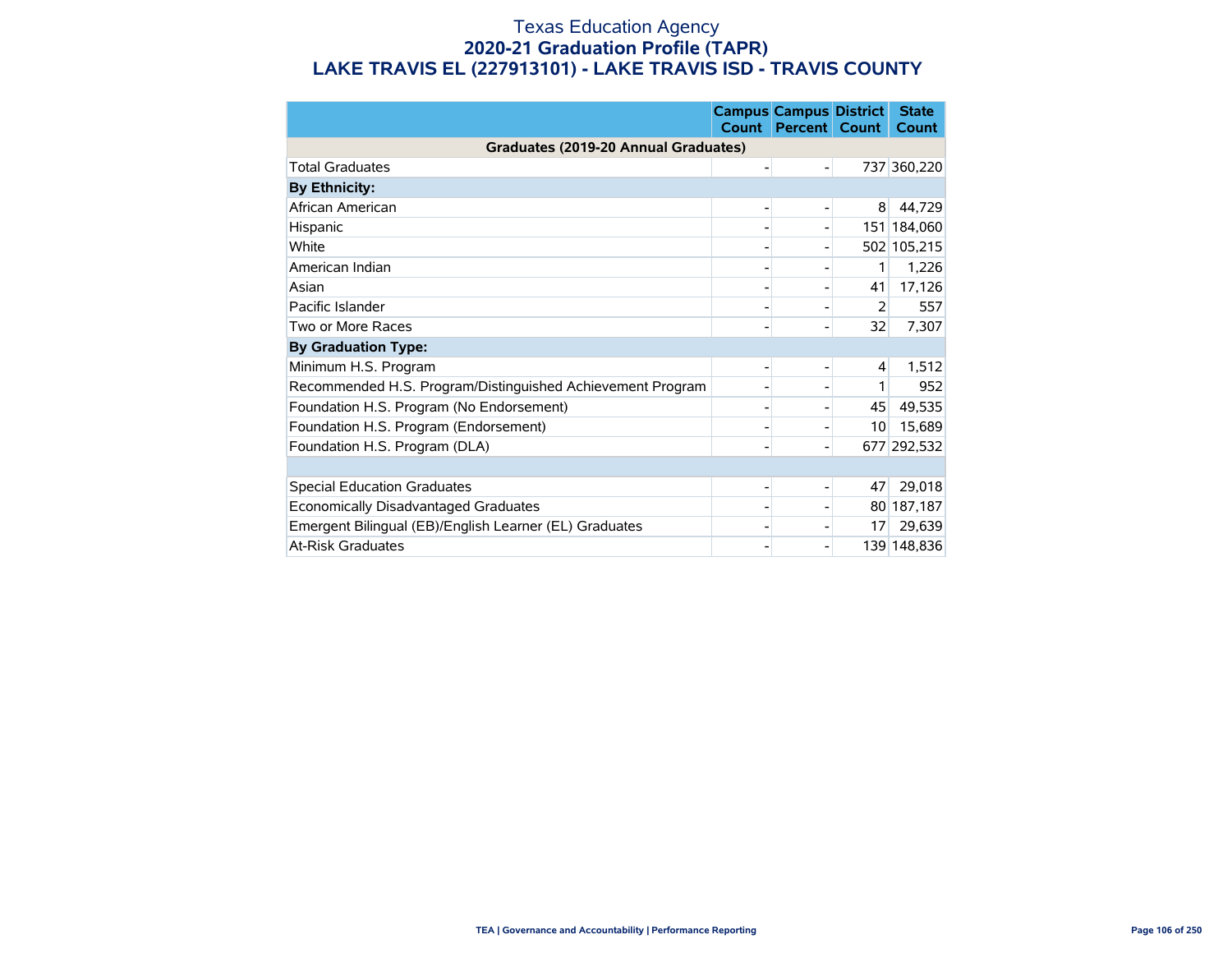# Texas Education Agency
## 2020-21 Graduation Profile (TAPR)
## LAKE TRAVIS EL (227913101) - LAKE TRAVIS ISD - TRAVIS COUNTY

| | Campus Count | Campus Percent | District Count | State Count |
|---|---|---|---|---|
| **Graduates (2019-20 Annual Graduates)** | | | | |
| Total Graduates | - | - | 737 | 360,220 |
| **By Ethnicity:** | | | | |
| African American | - | - | 8 | 44,729 |
| Hispanic | - | - | 151 | 184,060 |
| White | - | - | 502 | 105,215 |
| American Indian | - | - | 1 | 1,226 |
| Asian | - | - | 41 | 17,126 |
| Pacific Islander | - | - | 2 | 557 |
| Two or More Races | - | - | 32 | 7,307 |
| **By Graduation Type:** | | | | |
| Minimum H.S. Program | - | - | 4 | 1,512 |
| Recommended H.S. Program/Distinguished Achievement Program | - | - | 1 | 952 |
| Foundation H.S. Program (No Endorsement) | - | - | 45 | 49,535 |
| Foundation H.S. Program (Endorsement) | - | - | 10 | 15,689 |
| Foundation H.S. Program (DLA) | - | - | 677 | 292,532 |
| | | | | |
| Special Education Graduates | - | - | 47 | 29,018 |
| Economically Disadvantaged Graduates | - | - | 80 | 187,187 |
| Emergent Bilingual (EB)/English Learner (EL) Graduates | - | - | 17 | 29,639 |
| At-Risk Graduates | - | - | 139 | 148,836 |

TEA | Governance and Accountability | Performance Reporting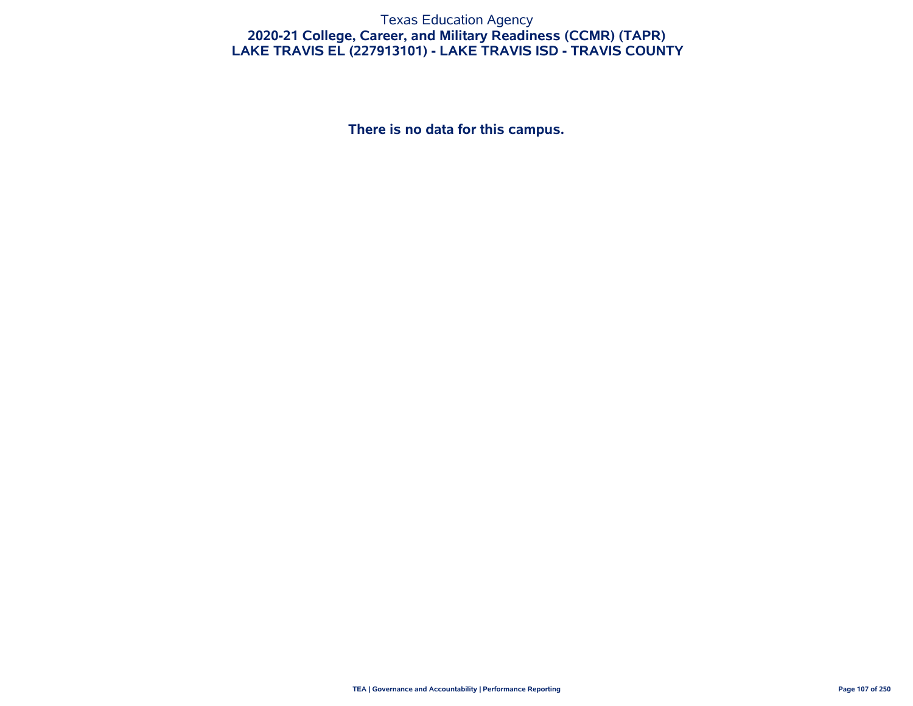Texas Education Agency

# 2020-21 College, Career, and Military Readiness (CCMR) (TAPR)

## LAKE TRAVIS EL (227913101) - LAKE TRAVIS ISD - TRAVIS COUNTY

**There is no data for this campus.**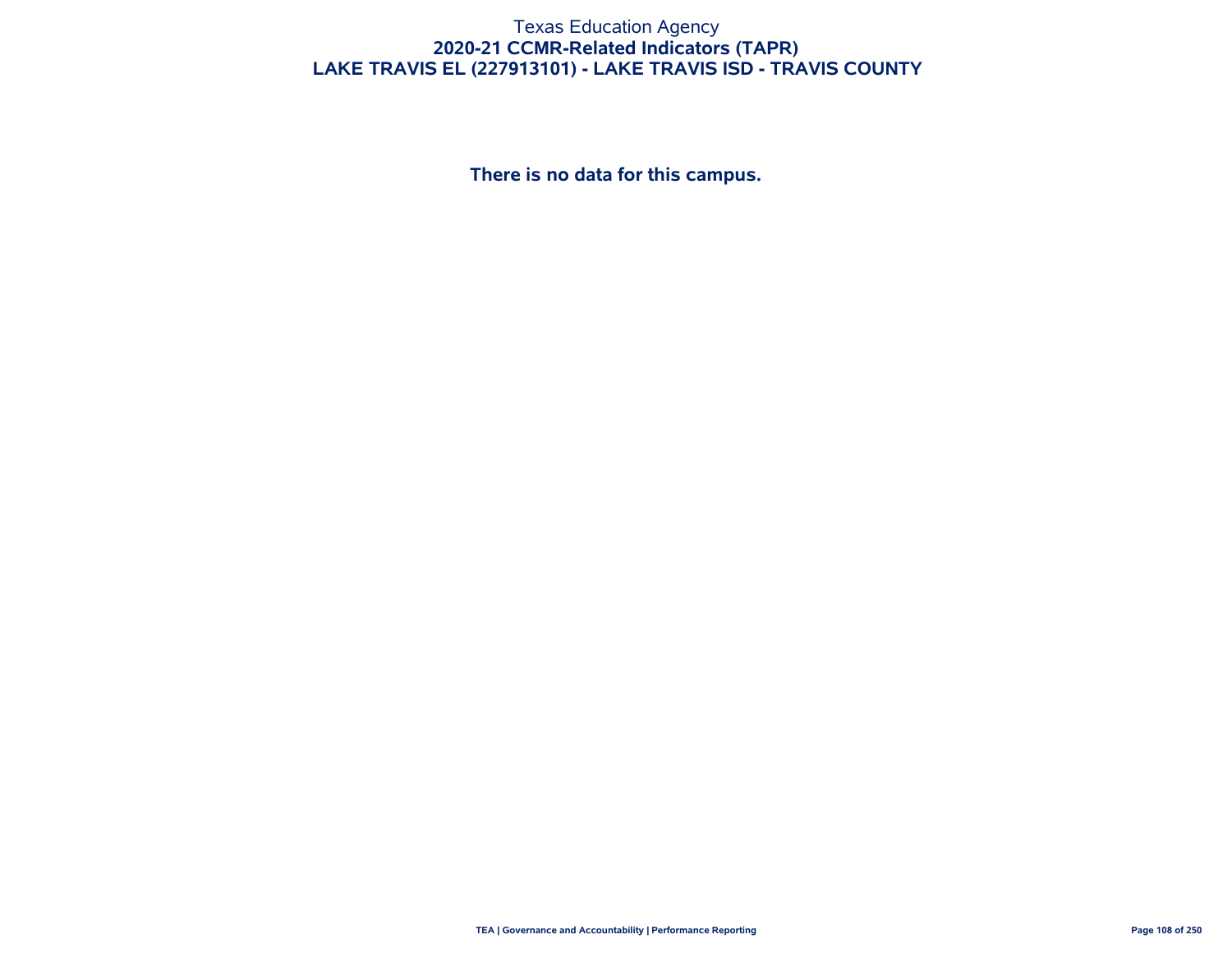# Texas Education Agency
## 2020-21 CCMR-Related Indicators (TAPR)
## LAKE TRAVIS EL (227913101) - LAKE TRAVIS ISD - TRAVIS COUNTY

**There is no data for this campus.**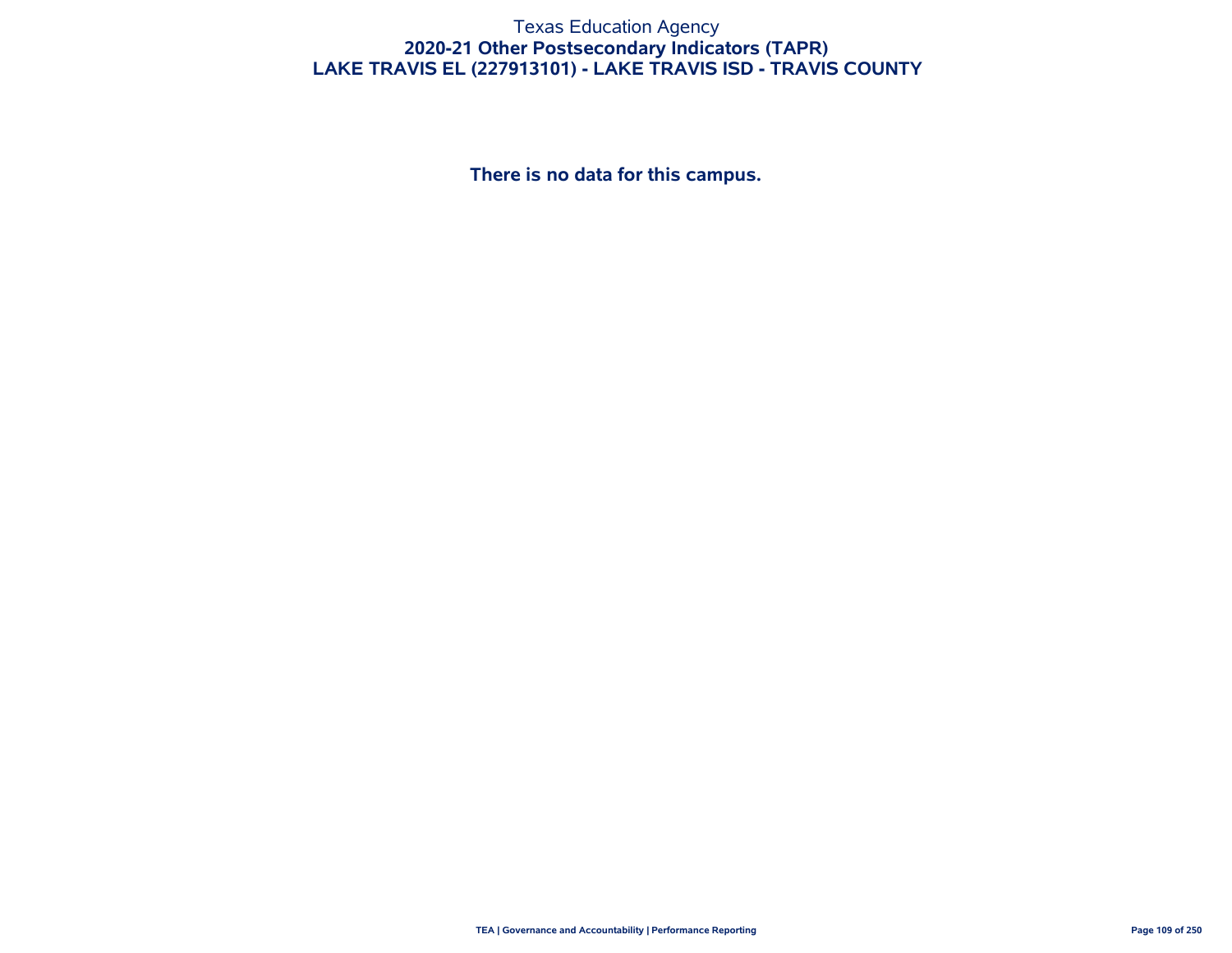Texas Education Agency

**2020-21 Other Postsecondary Indicators (TAPR)**

**LAKE TRAVIS EL (227913101) - LAKE TRAVIS ISD - TRAVIS COUNTY**

**There is no data for this campus.**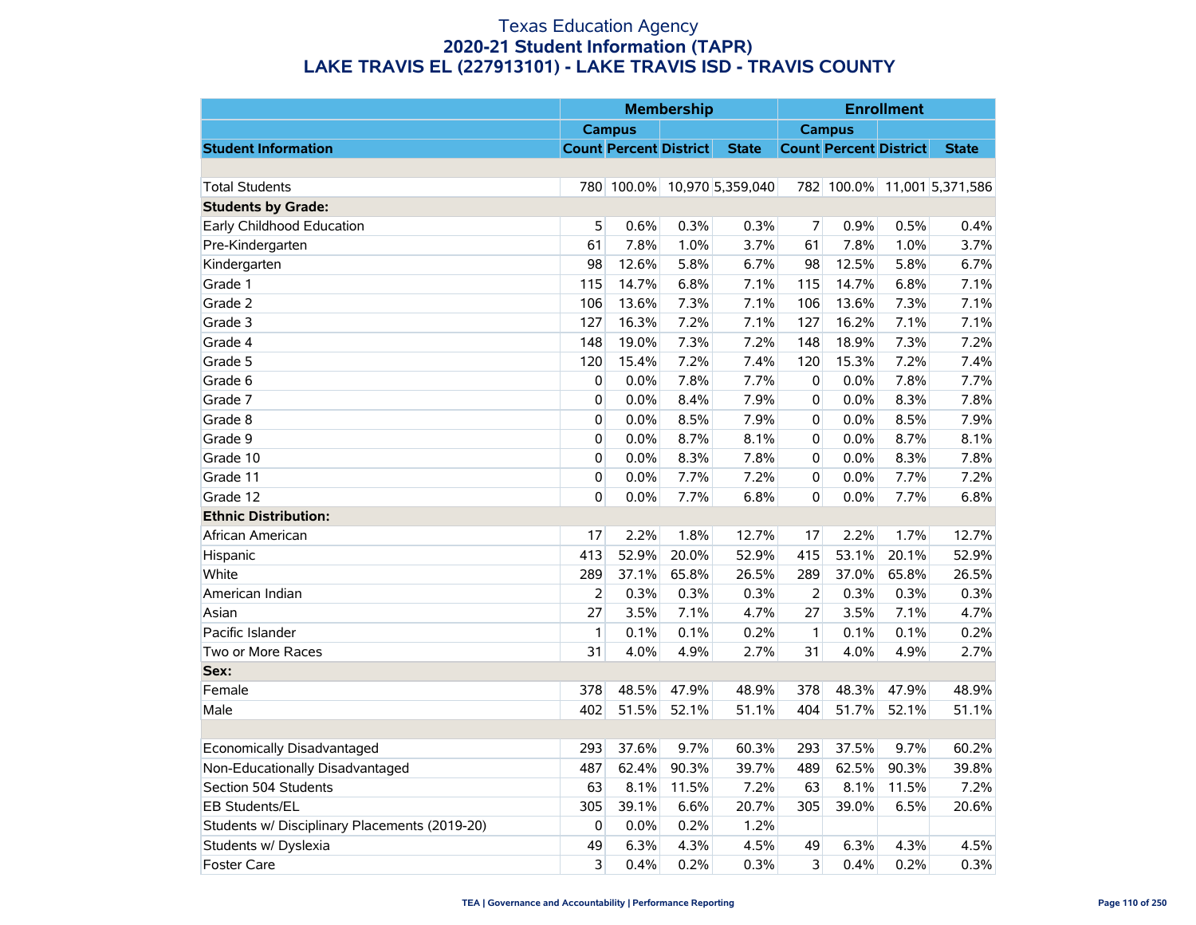# Texas Education Agency
## 2020-21 Student Information (TAPR)
## LAKE TRAVIS EL (227913101) - LAKE TRAVIS ISD - TRAVIS COUNTY

| | Membership | | | | Enrollment | | | |
|---|---|---|---|---|---|---|---|---|
| | Campus | | | | Campus | | | |
| **Student Information** | **Count** | **Percent** | **District** | **State** | **Count** | **Percent** | **District** | **State** |
| | | | | | | | | |
| Total Students | 780 | 100.0% | 10,970 | 5,359,040 | 782 | 100.0% | 11,001 | 5,371,586 |
| **Students by Grade:** | | | | | | | | |
| Early Childhood Education | 5 | 0.6% | 0.3% | 0.3% | 7 | 0.9% | 0.5% | 0.4% |
| Pre-Kindergarten | 61 | 7.8% | 1.0% | 3.7% | 61 | 7.8% | 1.0% | 3.7% |
| Kindergarten | 98 | 12.6% | 5.8% | 6.7% | 98 | 12.5% | 5.8% | 6.7% |
| Grade 1 | 115 | 14.7% | 6.8% | 7.1% | 115 | 14.7% | 6.8% | 7.1% |
| Grade 2 | 106 | 13.6% | 7.3% | 7.1% | 106 | 13.6% | 7.3% | 7.1% |
| Grade 3 | 127 | 16.3% | 7.2% | 7.1% | 127 | 16.2% | 7.1% | 7.1% |
| Grade 4 | 148 | 19.0% | 7.3% | 7.2% | 148 | 18.9% | 7.3% | 7.2% |
| Grade 5 | 120 | 15.4% | 7.2% | 7.4% | 120 | 15.3% | 7.2% | 7.4% |
| Grade 6 | 0 | 0.0% | 7.8% | 7.7% | 0 | 0.0% | 7.8% | 7.7% |
| Grade 7 | 0 | 0.0% | 8.4% | 7.9% | 0 | 0.0% | 8.3% | 7.8% |
| Grade 8 | 0 | 0.0% | 8.5% | 7.9% | 0 | 0.0% | 8.5% | 7.9% |
| Grade 9 | 0 | 0.0% | 8.7% | 8.1% | 0 | 0.0% | 8.7% | 8.1% |
| Grade 10 | 0 | 0.0% | 8.3% | 7.8% | 0 | 0.0% | 8.3% | 7.8% |
| Grade 11 | 0 | 0.0% | 7.7% | 7.2% | 0 | 0.0% | 7.7% | 7.2% |
| Grade 12 | 0 | 0.0% | 7.7% | 6.8% | 0 | 0.0% | 7.7% | 6.8% |
| **Ethnic Distribution:** | | | | | | | | |
| African American | 17 | 2.2% | 1.8% | 12.7% | 17 | 2.2% | 1.7% | 12.7% |
| Hispanic | 413 | 52.9% | 20.0% | 52.9% | 415 | 53.1% | 20.1% | 52.9% |
| White | 289 | 37.1% | 65.8% | 26.5% | 289 | 37.0% | 65.8% | 26.5% |
| American Indian | 2 | 0.3% | 0.3% | 0.3% | 2 | 0.3% | 0.3% | 0.3% |
| Asian | 27 | 3.5% | 7.1% | 4.7% | 27 | 3.5% | 7.1% | 4.7% |
| Pacific Islander | 1 | 0.1% | 0.1% | 0.2% | 1 | 0.1% | 0.1% | 0.2% |
| Two or More Races | 31 | 4.0% | 4.9% | 2.7% | 31 | 4.0% | 4.9% | 2.7% |
| **Sex:** | | | | | | | | |
| Female | 378 | 48.5% | 47.9% | 48.9% | 378 | 48.3% | 47.9% | 48.9% |
| Male | 402 | 51.5% | 52.1% | 51.1% | 404 | 51.7% | 52.1% | 51.1% |
| | | | | | | | | |
| Economically Disadvantaged | 293 | 37.6% | 9.7% | 60.3% | 293 | 37.5% | 9.7% | 60.2% |
| Non-Educationally Disadvantaged | 487 | 62.4% | 90.3% | 39.7% | 489 | 62.5% | 90.3% | 39.8% |
| Section 504 Students | 63 | 8.1% | 11.5% | 7.2% | 63 | 8.1% | 11.5% | 7.2% |
| EB Students/EL | 305 | 39.1% | 6.6% | 20.7% | 305 | 39.0% | 6.5% | 20.6% |
| Students w/ Disciplinary Placements (2019-20) | 0 | 0.0% | 0.2% | 1.2% | | | | |
| Students w/ Dyslexia | 49 | 6.3% | 4.3% | 4.5% | 49 | 6.3% | 4.3% | 4.5% |
| Foster Care | 3 | 0.4% | 0.2% | 0.3% | 3 | 0.4% | 0.2% | 0.3% |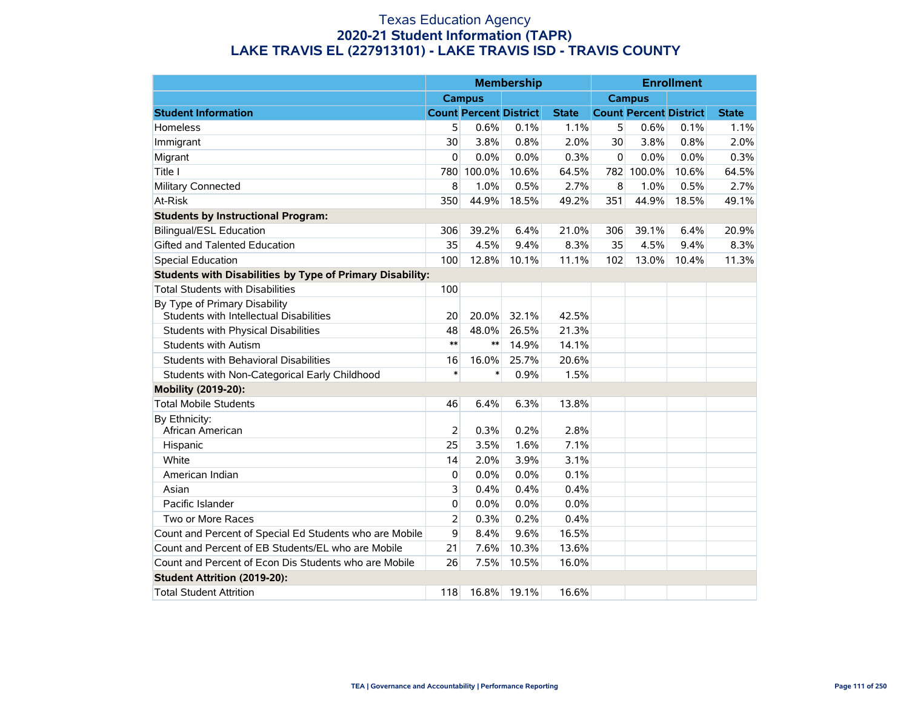# Texas Education Agency
## 2020-21 Student Information (TAPR)
## LAKE TRAVIS EL (227913101) - LAKE TRAVIS ISD - TRAVIS COUNTY

| | Membership | | | | Enrollment | | | |
|---|---|---|---|---|---|---|---|---|
| | Campus | | | | Campus | | | |
| **Student Information** | **Count** | **Percent** | **District** | **State** | **Count** | **Percent** | **District** | **State** |
| Homeless | 5 | 0.6% | 0.1% | 1.1% | 5 | 0.6% | 0.1% | 1.1% |
| Immigrant | 30 | 3.8% | 0.8% | 2.0% | 30 | 3.8% | 0.8% | 2.0% |
| Migrant | 0 | 0.0% | 0.0% | 0.3% | 0 | 0.0% | 0.0% | 0.3% |
| Title I | 780 | 100.0% | 10.6% | 64.5% | 782 | 100.0% | 10.6% | 64.5% |
| Military Connected | 8 | 1.0% | 0.5% | 2.7% | 8 | 1.0% | 0.5% | 2.7% |
| At-Risk | 350 | 44.9% | 18.5% | 49.2% | 351 | 44.9% | 18.5% | 49.1% |
| **Students by Instructional Program:** | | | | | | | | |
| Bilingual/ESL Education | 306 | 39.2% | 6.4% | 21.0% | 306 | 39.1% | 6.4% | 20.9% |
| Gifted and Talented Education | 35 | 4.5% | 9.4% | 8.3% | 35 | 4.5% | 9.4% | 8.3% |
| Special Education | 100 | 12.8% | 10.1% | 11.1% | 102 | 13.0% | 10.4% | 11.3% |
| **Students with Disabilities by Type of Primary Disability:** | | | | | | | | |
| Total Students with Disabilities | 100 | | | | | | | |
| By Type of Primary Disability<br>Students with Intellectual Disabilities | 20 | 20.0% | 32.1% | 42.5% | | | | |
| Students with Physical Disabilities | 48 | 48.0% | 26.5% | 21.3% | | | | |
| Students with Autism | ** | ** | 14.9% | 14.1% | | | | |
| Students with Behavioral Disabilities | 16 | 16.0% | 25.7% | 20.6% | | | | |
| Students with Non-Categorical Early Childhood | * | * | 0.9% | 1.5% | | | | |
| **Mobility (2019-20):** | | | | | | | | |
| Total Mobile Students | 46 | 6.4% | 6.3% | 13.8% | | | | |
| By Ethnicity:<br>African American | 2 | 0.3% | 0.2% | 2.8% | | | | |
| Hispanic | 25 | 3.5% | 1.6% | 7.1% | | | | |
| White | 14 | 2.0% | 3.9% | 3.1% | | | | |
| American Indian | 0 | 0.0% | 0.0% | 0.1% | | | | |
| Asian | 3 | 0.4% | 0.4% | 0.4% | | | | |
| Pacific Islander | 0 | 0.0% | 0.0% | 0.0% | | | | |
| Two or More Races | 2 | 0.3% | 0.2% | 0.4% | | | | |
| Count and Percent of Special Ed Students who are Mobile | 9 | 8.4% | 9.6% | 16.5% | | | | |
| Count and Percent of EB Students/EL who are Mobile | 21 | 7.6% | 10.3% | 13.6% | | | | |
| Count and Percent of Econ Dis Students who are Mobile | 26 | 7.5% | 10.5% | 16.0% | | | | |
| **Student Attrition (2019-20):** | | | | | | | | |
| Total Student Attrition | 118 | 16.8% | 19.1% | 16.6% | | | | |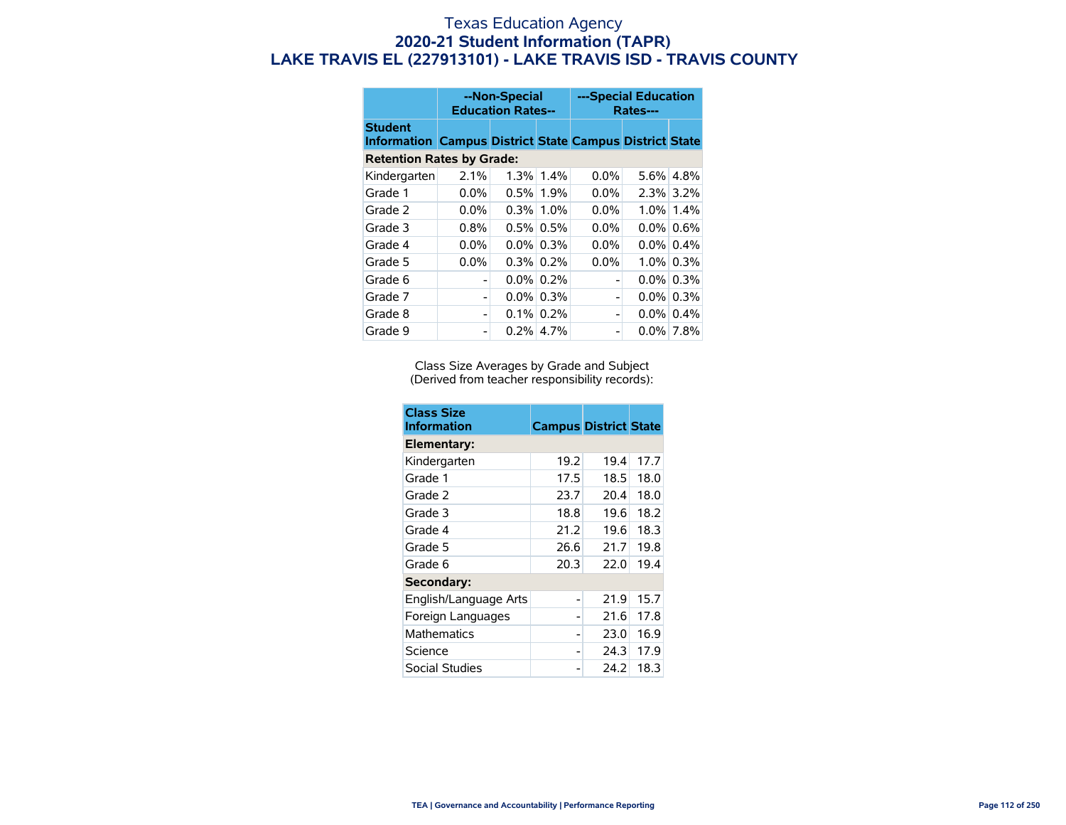# Texas Education Agency
## 2020-21 Student Information (TAPR)
## LAKE TRAVIS EL (227913101) - LAKE TRAVIS ISD - TRAVIS COUNTY

| | --Non-Special Education Rates-- | | | ---Special Education Rates--- | | |
|---|---|---|---|---|---|---|
| **Student Information** | **Campus** | **District** | **State** | **Campus** | **District** | **State** |
| **Retention Rates by Grade:** | | | | | | |
| Kindergarten | 2.1% | 1.3% | 1.4% | 0.0% | 5.6% | 4.8% |
| Grade 1 | 0.0% | 0.5% | 1.9% | 0.0% | 2.3% | 3.2% |
| Grade 2 | 0.0% | 0.3% | 1.0% | 0.0% | 1.0% | 1.4% |
| Grade 3 | 0.8% | 0.5% | 0.5% | 0.0% | 0.0% | 0.6% |
| Grade 4 | 0.0% | 0.0% | 0.3% | 0.0% | 0.0% | 0.4% |
| Grade 5 | 0.0% | 0.3% | 0.2% | 0.0% | 1.0% | 0.3% |
| Grade 6 | - | 0.0% | 0.2% | - | 0.0% | 0.3% |
| Grade 7 | - | 0.0% | 0.3% | - | 0.0% | 0.3% |
| Grade 8 | - | 0.1% | 0.2% | - | 0.0% | 0.4% |
| Grade 9 | - | 0.2% | 4.7% | - | 0.0% | 7.8% |

Class Size Averages by Grade and Subject
(Derived from teacher responsibility records):

| Class Size Information | Campus | District | State |
|---|---|---|---|
| **Elementary:** | | | |
| Kindergarten | 19.2 | 19.4 | 17.7 |
| Grade 1 | 17.5 | 18.5 | 18.0 |
| Grade 2 | 23.7 | 20.4 | 18.0 |
| Grade 3 | 18.8 | 19.6 | 18.2 |
| Grade 4 | 21.2 | 19.6 | 18.3 |
| Grade 5 | 26.6 | 21.7 | 19.8 |
| Grade 6 | 20.3 | 22.0 | 19.4 |
| **Secondary:** | | | |
| English/Language Arts | - | 21.9 | 15.7 |
| Foreign Languages | - | 21.6 | 17.8 |
| Mathematics | - | 23.0 | 16.9 |
| Science | - | 24.3 | 17.9 |
| Social Studies | - | 24.2 | 18.3 |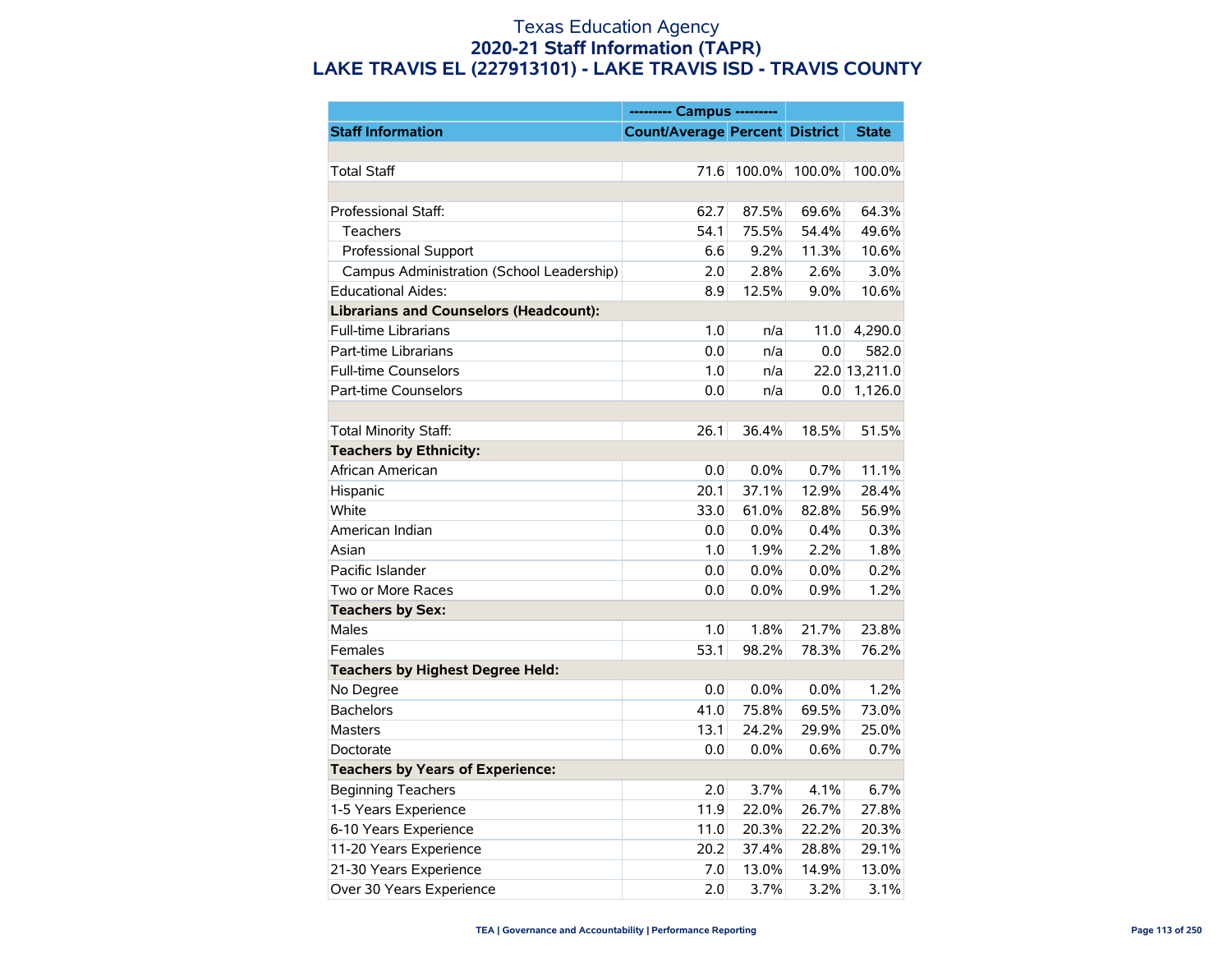# Texas Education Agency
## 2020-21 Staff Information (TAPR)
## LAKE TRAVIS EL (227913101) - LAKE TRAVIS ISD - TRAVIS COUNTY

| | --------- Campus --------- | | | |
|---|---|---|---|---|
| **Staff Information** | **Count/Average** | **Percent** | **District** | **State** |
| | | | | |
| Total Staff | 71.6 | 100.0% | 100.0% | 100.0% |
| | | | | |
| Professional Staff: | 62.7 | 87.5% | 69.6% | 64.3% |
| Teachers | 54.1 | 75.5% | 54.4% | 49.6% |
| Professional Support | 6.6 | 9.2% | 11.3% | 10.6% |
| Campus Administration (School Leadership) | 2.0 | 2.8% | 2.6% | 3.0% |
| Educational Aides: | 8.9 | 12.5% | 9.0% | 10.6% |
| **Librarians and Counselors (Headcount):** | | | | |
| Full-time Librarians | 1.0 | n/a | 11.0 | 4,290.0 |
| Part-time Librarians | 0.0 | n/a | 0.0 | 582.0 |
| Full-time Counselors | 1.0 | n/a | 22.0 | 13,211.0 |
| Part-time Counselors | 0.0 | n/a | 0.0 | 1,126.0 |
| | | | | |
| Total Minority Staff: | 26.1 | 36.4% | 18.5% | 51.5% |
| **Teachers by Ethnicity:** | | | | |
| African American | 0.0 | 0.0% | 0.7% | 11.1% |
| Hispanic | 20.1 | 37.1% | 12.9% | 28.4% |
| White | 33.0 | 61.0% | 82.8% | 56.9% |
| American Indian | 0.0 | 0.0% | 0.4% | 0.3% |
| Asian | 1.0 | 1.9% | 2.2% | 1.8% |
| Pacific Islander | 0.0 | 0.0% | 0.0% | 0.2% |
| Two or More Races | 0.0 | 0.0% | 0.9% | 1.2% |
| **Teachers by Sex:** | | | | |
| Males | 1.0 | 1.8% | 21.7% | 23.8% |
| Females | 53.1 | 98.2% | 78.3% | 76.2% |
| **Teachers by Highest Degree Held:** | | | | |
| No Degree | 0.0 | 0.0% | 0.0% | 1.2% |
| Bachelors | 41.0 | 75.8% | 69.5% | 73.0% |
| Masters | 13.1 | 24.2% | 29.9% | 25.0% |
| Doctorate | 0.0 | 0.0% | 0.6% | 0.7% |
| **Teachers by Years of Experience:** | | | | |
| Beginning Teachers | 2.0 | 3.7% | 4.1% | 6.7% |
| 1-5 Years Experience | 11.9 | 22.0% | 26.7% | 27.8% |
| 6-10 Years Experience | 11.0 | 20.3% | 22.2% | 20.3% |
| 11-20 Years Experience | 20.2 | 37.4% | 28.8% | 29.1% |
| 21-30 Years Experience | 7.0 | 13.0% | 14.9% | 13.0% |
| Over 30 Years Experience | 2.0 | 3.7% | 3.2% | 3.1% |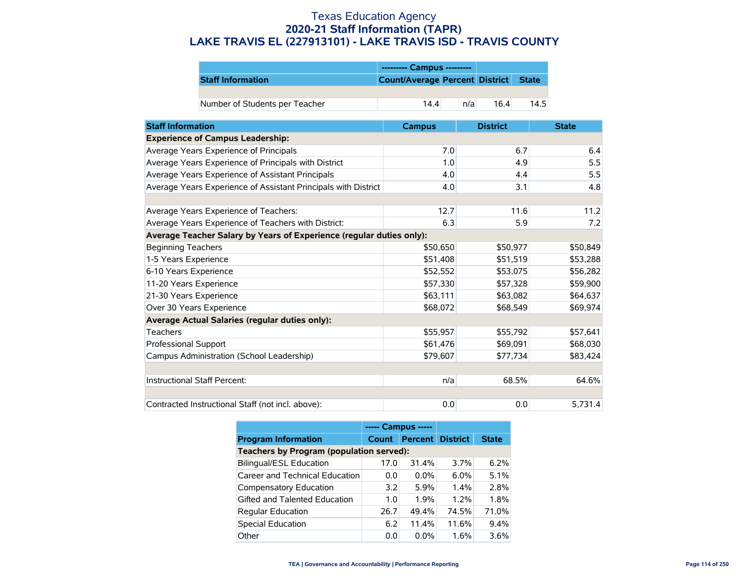# Texas Education Agency
## 2020-21 Staff Information (TAPR)
## LAKE TRAVIS EL (227913101) - LAKE TRAVIS ISD - TRAVIS COUNTY

| | --------- Campus --------- | | | |
|---|---|---|---|---|
| **Staff Information** | **Count/Average** | **Percent** | **District** | **State** |
| | | | | |
| Number of Students per Teacher | 14.4 | n/a | 16.4 | 14.5 |

| Staff Information | Campus | District | State |
|---|---|---|---|
| **Experience of Campus Leadership:** | | | |
| Average Years Experience of Principals | 7.0 | 6.7 | 6.4 |
| Average Years Experience of Principals with District | 1.0 | 4.9 | 5.5 |
| Average Years Experience of Assistant Principals | 4.0 | 4.4 | 5.5 |
| Average Years Experience of Assistant Principals with District | 4.0 | 3.1 | 4.8 |
| | | | |
| Average Years Experience of Teachers: | 12.7 | 11.6 | 11.2 |
| Average Years Experience of Teachers with District: | 6.3 | 5.9 | 7.2 |
| **Average Teacher Salary by Years of Experience (regular duties only):** | | | |
| Beginning Teachers | $50,650 | $50,977 | $50,849 |
| 1-5 Years Experience | $51,408 | $51,519 | $53,288 |
| 6-10 Years Experience | $52,552 | $53,075 | $56,282 |
| 11-20 Years Experience | $57,330 | $57,328 | $59,900 |
| 21-30 Years Experience | $63,111 | $63,082 | $64,637 |
| Over 30 Years Experience | $68,072 | $68,549 | $69,974 |
| **Average Actual Salaries (regular duties only):** | | | |
| Teachers | $55,957 | $55,792 | $57,641 |
| Professional Support | $61,476 | $69,091 | $68,030 |
| Campus Administration (School Leadership) | $79,607 | $77,734 | $83,424 |
| | | | |
| Instructional Staff Percent: | n/a | 68.5% | 64.6% |
| | | | |
| Contracted Instructional Staff (not incl. above): | 0.0 | 0.0 | 5,731.4 |

| | ----- Campus ----- | | | |
|---|---|---|---|---|
| **Program Information** | **Count** | **Percent** | **District** | **State** |
| **Teachers by Program (population served):** | | | | |
| Bilingual/ESL Education | 17.0 | 31.4% | 3.7% | 6.2% |
| Career and Technical Education | 0.0 | 0.0% | 6.0% | 5.1% |
| Compensatory Education | 3.2 | 5.9% | 1.4% | 2.8% |
| Gifted and Talented Education | 1.0 | 1.9% | 1.2% | 1.8% |
| Regular Education | 26.7 | 49.4% | 74.5% | 71.0% |
| Special Education | 6.2 | 11.4% | 11.6% | 9.4% |
| Other | 0.0 | 0.0% | 1.6% | 3.6% |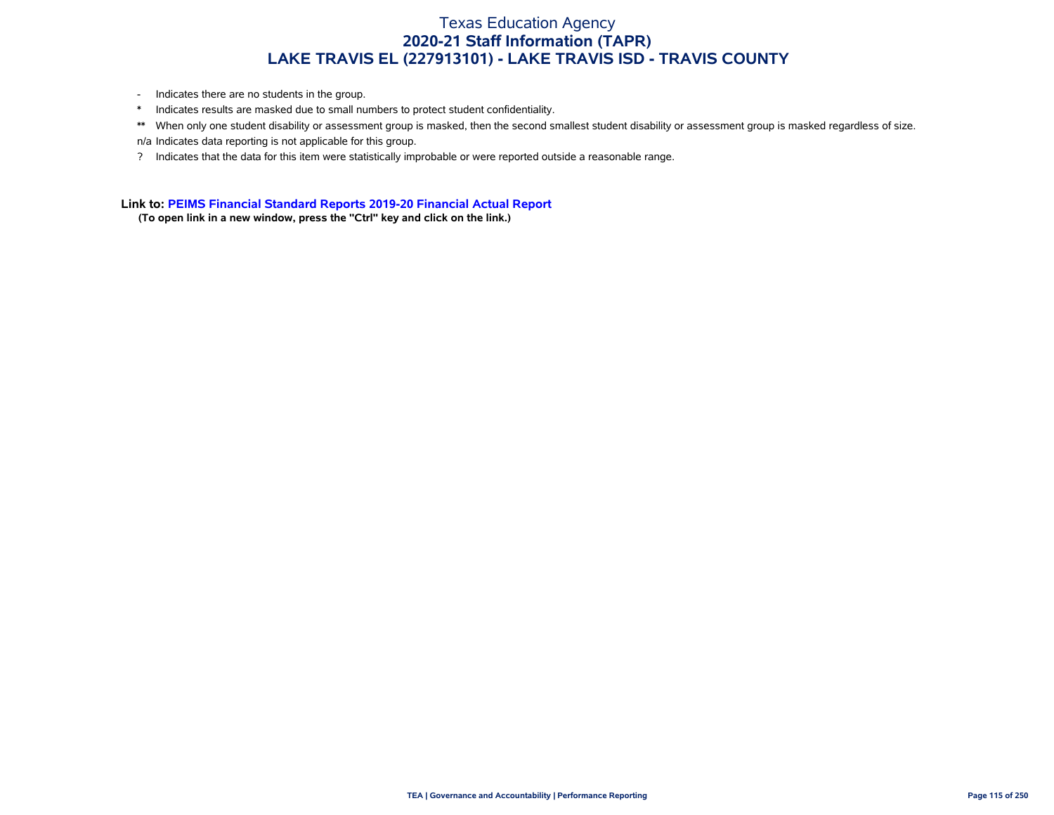# Texas Education Agency
## 2020-21 Staff Information (TAPR)
## LAKE TRAVIS EL (227913101) - LAKE TRAVIS ISD - TRAVIS COUNTY

- `-` Indicates there are no students in the group.
- `*` Indicates results are masked due to small numbers to protect student confidentiality.
- `**` When only one student disability or assessment group is masked, then the second smallest student disability or assessment group is masked regardless of size.
- `n/a` Indicates data reporting is not applicable for this group.
- `?` Indicates that the data for this item were statistically improbable or were reported outside a reasonable range.

**Link to: PEIMS Financial Standard Reports 2019-20 Financial Actual Report**

**(To open link in a new window, press the "Ctrl" key and click on the link.)**